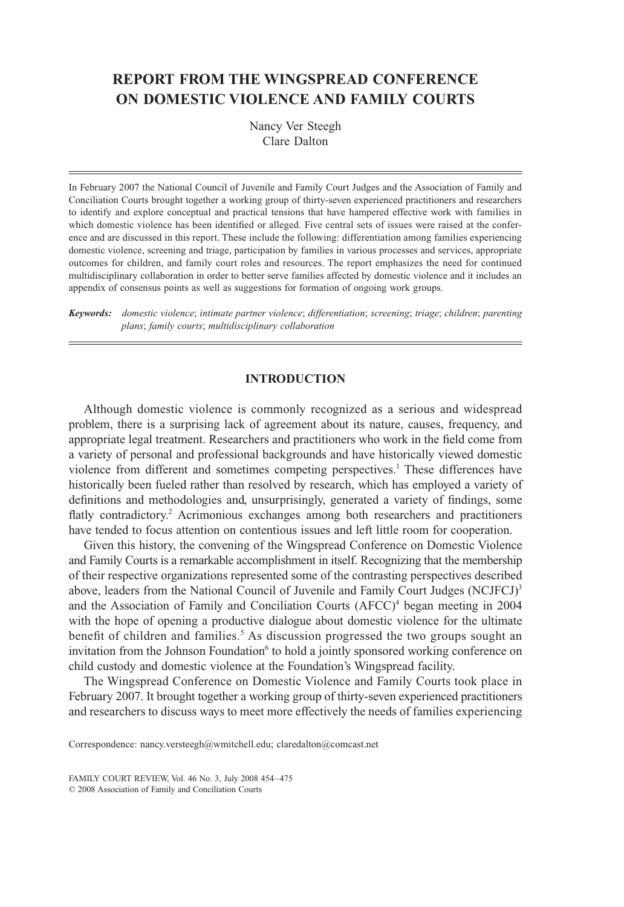# REPORT FROM THE WINGSPREAD CONFERENCE ON DOMESTIC VIOLENCE AND FAMILY COURTS

Nancy Ver Steegh
Clare Dalton

In February 2007 the National Council of Juvenile and Family Court Judges and the Association of Family and Conciliation Courts brought together a working group of thirty-seven experienced practitioners and researchers to identify and explore conceptual and practical tensions that have hampered effective work with families in which domestic violence has been identified or alleged. Five central sets of issues were raised at the conference and are discussed in this report. These include the following: differentiation among families experiencing domestic violence, screening and triage, participation by families in various processes and services, appropriate outcomes for children, and family court roles and resources. The report emphasizes the need for continued multidisciplinary collaboration in order to better serve families affected by domestic violence and it includes an appendix of consensus points as well as suggestions for formation of ongoing work groups.

**Keywords:** *domestic violence*; *intimate partner violence*; *differentiation*; *screening*; *triage*; *children*; *parenting plans*; *family courts*; *multidisciplinary collaboration*

## INTRODUCTION

Although domestic violence is commonly recognized as a serious and widespread problem, there is a surprising lack of agreement about its nature, causes, frequency, and appropriate legal treatment. Researchers and practitioners who work in the field come from a variety of personal and professional backgrounds and have historically viewed domestic violence from different and sometimes competing perspectives.[1] These differences have historically been fueled rather than resolved by research, which has employed a variety of definitions and methodologies and, unsurprisingly, generated a variety of findings, some flatly contradictory.[2] Acrimonious exchanges among both researchers and practitioners have tended to focus attention on contentious issues and left little room for cooperation.

Given this history, the convening of the Wingspread Conference on Domestic Violence and Family Courts is a remarkable accomplishment in itself. Recognizing that the membership of their respective organizations represented some of the contrasting perspectives described above, leaders from the National Council of Juvenile and Family Court Judges (NCJFCJ)[3] and the Association of Family and Conciliation Courts (AFCC)[4] began meeting in 2004 with the hope of opening a productive dialogue about domestic violence for the ultimate benefit of children and families.[5] As discussion progressed the two groups sought an invitation from the Johnson Foundation[6] to hold a jointly sponsored working conference on child custody and domestic violence at the Foundation's Wingspread facility.

The Wingspread Conference on Domestic Violence and Family Courts took place in February 2007. It brought together a working group of thirty-seven experienced practitioners and researchers to discuss ways to meet more effectively the needs of families experiencing

Correspondence: nancy.versteegh@wmitchell.edu; claredalton@comcast.net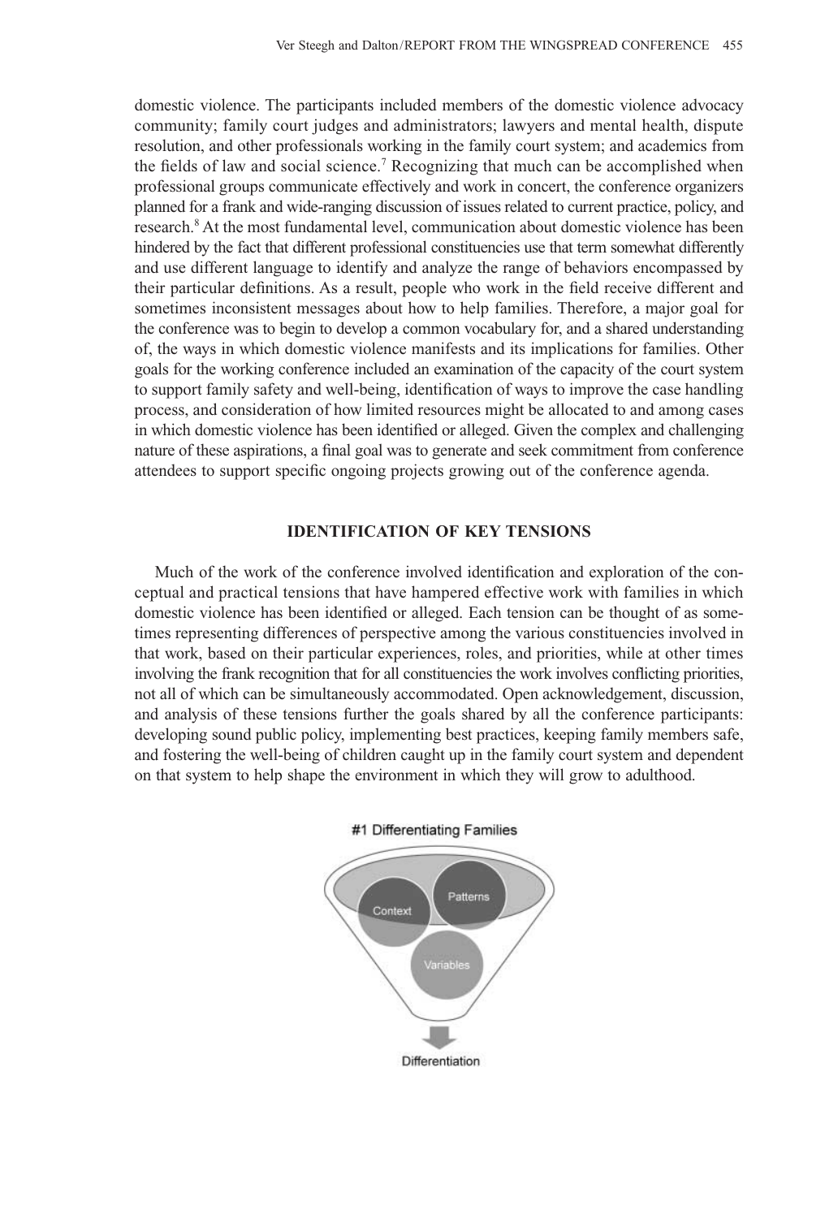domestic violence. The participants included members of the domestic violence advocacy community; family court judges and administrators; lawyers and mental health, dispute resolution, and other professionals working in the family court system; and academics from the fields of law and social science.[7] Recognizing that much can be accomplished when professional groups communicate effectively and work in concert, the conference organizers planned for a frank and wide-ranging discussion of issues related to current practice, policy, and research.[8] At the most fundamental level, communication about domestic violence has been hindered by the fact that different professional constituencies use that term somewhat differently and use different language to identify and analyze the range of behaviors encompassed by their particular definitions. As a result, people who work in the field receive different and sometimes inconsistent messages about how to help families. Therefore, a major goal for the conference was to begin to develop a common vocabulary for, and a shared understanding of, the ways in which domestic violence manifests and its implications for families. Other goals for the working conference included an examination of the capacity of the court system to support family safety and well-being, identification of ways to improve the case handling process, and consideration of how limited resources might be allocated to and among cases in which domestic violence has been identified or alleged. Given the complex and challenging nature of these aspirations, a final goal was to generate and seek commitment from conference attendees to support specific ongoing projects growing out of the conference agenda.

## IDENTIFICATION OF KEY TENSIONS

Much of the work of the conference involved identification and exploration of the conceptual and practical tensions that have hampered effective work with families in which domestic violence has been identified or alleged. Each tension can be thought of as sometimes representing differences of perspective among the various constituencies involved in that work, based on their particular experiences, roles, and priorities, while at other times involving the frank recognition that for all constituencies the work involves conflicting priorities, not all of which can be simultaneously accommodated. Open acknowledgement, discussion, and analysis of these tensions further the goals shared by all the conference participants: developing sound public policy, implementing best practices, keeping family members safe, and fostering the well-being of children caught up in the family court system and dependent on that system to help shape the environment in which they will grow to adulthood.

#1 Differentiating Families

Context

Patterns

Variables

Differentiation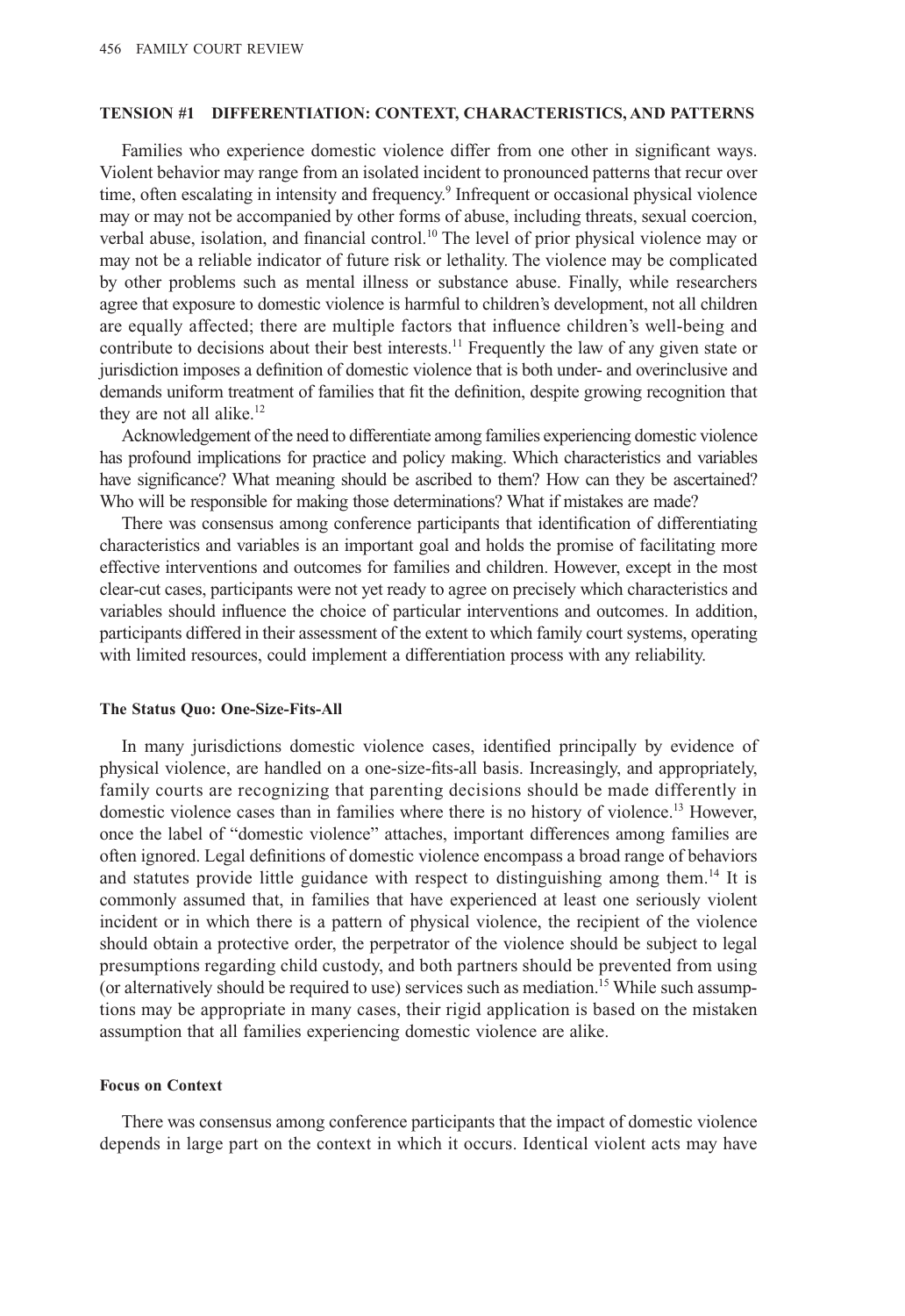## TENSION #1 DIFFERENTIATION: CONTEXT, CHARACTERISTICS, AND PATTERNS

Families who experience domestic violence differ from one other in significant ways. Violent behavior may range from an isolated incident to pronounced patterns that recur over time, often escalating in intensity and frequency.[9] Infrequent or occasional physical violence may or may not be accompanied by other forms of abuse, including threats, sexual coercion, verbal abuse, isolation, and financial control.[10] The level of prior physical violence may or may not be a reliable indicator of future risk or lethality. The violence may be complicated by other problems such as mental illness or substance abuse. Finally, while researchers agree that exposure to domestic violence is harmful to children's development, not all children are equally affected; there are multiple factors that influence children's well-being and contribute to decisions about their best interests.[11] Frequently the law of any given state or jurisdiction imposes a definition of domestic violence that is both under- and overinclusive and demands uniform treatment of families that fit the definition, despite growing recognition that they are not all alike.[12]

Acknowledgement of the need to differentiate among families experiencing domestic violence has profound implications for practice and policy making. Which characteristics and variables have significance? What meaning should be ascribed to them? How can they be ascertained? Who will be responsible for making those determinations? What if mistakes are made?

There was consensus among conference participants that identification of differentiating characteristics and variables is an important goal and holds the promise of facilitating more effective interventions and outcomes for families and children. However, except in the most clear-cut cases, participants were not yet ready to agree on precisely which characteristics and variables should influence the choice of particular interventions and outcomes. In addition, participants differed in their assessment of the extent to which family court systems, operating with limited resources, could implement a differentiation process with any reliability.

### The Status Quo: One-Size-Fits-All

In many jurisdictions domestic violence cases, identified principally by evidence of physical violence, are handled on a one-size-fits-all basis. Increasingly, and appropriately, family courts are recognizing that parenting decisions should be made differently in domestic violence cases than in families where there is no history of violence.[13] However, once the label of "domestic violence" attaches, important differences among families are often ignored. Legal definitions of domestic violence encompass a broad range of behaviors and statutes provide little guidance with respect to distinguishing among them.[14] It is commonly assumed that, in families that have experienced at least one seriously violent incident or in which there is a pattern of physical violence, the recipient of the violence should obtain a protective order, the perpetrator of the violence should be subject to legal presumptions regarding child custody, and both partners should be prevented from using (or alternatively should be required to use) services such as mediation.[15] While such assumptions may be appropriate in many cases, their rigid application is based on the mistaken assumption that all families experiencing domestic violence are alike.

### Focus on Context

There was consensus among conference participants that the impact of domestic violence depends in large part on the context in which it occurs. Identical violent acts may have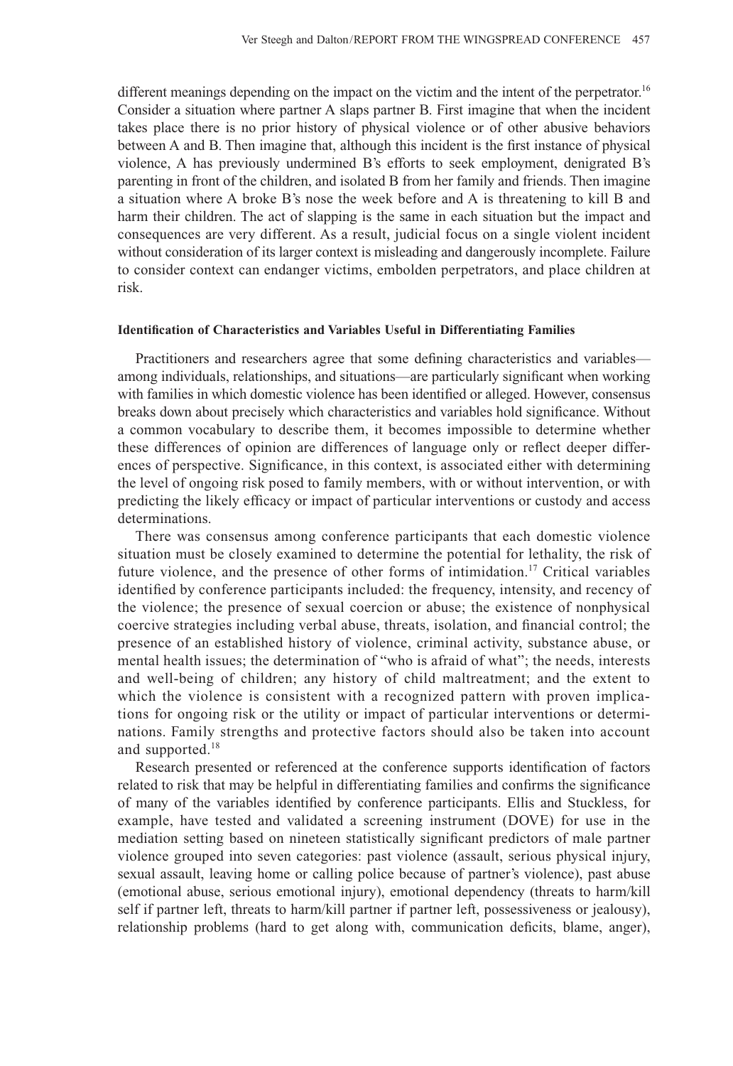different meanings depending on the impact on the victim and the intent of the perpetrator.[16] Consider a situation where partner A slaps partner B. First imagine that when the incident takes place there is no prior history of physical violence or of other abusive behaviors between A and B. Then imagine that, although this incident is the first instance of physical violence, A has previously undermined B's efforts to seek employment, denigrated B's parenting in front of the children, and isolated B from her family and friends. Then imagine a situation where A broke B's nose the week before and A is threatening to kill B and harm their children. The act of slapping is the same in each situation but the impact and consequences are very different. As a result, judicial focus on a single violent incident without consideration of its larger context is misleading and dangerously incomplete. Failure to consider context can endanger victims, embolden perpetrators, and place children at risk.

#### Identification of Characteristics and Variables Useful in Differentiating Families

Practitioners and researchers agree that some defining characteristics and variables—among individuals, relationships, and situations—are particularly significant when working with families in which domestic violence has been identified or alleged. However, consensus breaks down about precisely which characteristics and variables hold significance. Without a common vocabulary to describe them, it becomes impossible to determine whether these differences of opinion are differences of language only or reflect deeper differences of perspective. Significance, in this context, is associated either with determining the level of ongoing risk posed to family members, with or without intervention, or with predicting the likely efficacy or impact of particular interventions or custody and access determinations.

There was consensus among conference participants that each domestic violence situation must be closely examined to determine the potential for lethality, the risk of future violence, and the presence of other forms of intimidation.[17] Critical variables identified by conference participants included: the frequency, intensity, and recency of the violence; the presence of sexual coercion or abuse; the existence of nonphysical coercive strategies including verbal abuse, threats, isolation, and financial control; the presence of an established history of violence, criminal activity, substance abuse, or mental health issues; the determination of "who is afraid of what"; the needs, interests and well-being of children; any history of child maltreatment; and the extent to which the violence is consistent with a recognized pattern with proven implications for ongoing risk or the utility or impact of particular interventions or determinations. Family strengths and protective factors should also be taken into account and supported.[18]

Research presented or referenced at the conference supports identification of factors related to risk that may be helpful in differentiating families and confirms the significance of many of the variables identified by conference participants. Ellis and Stuckless, for example, have tested and validated a screening instrument (DOVE) for use in the mediation setting based on nineteen statistically significant predictors of male partner violence grouped into seven categories: past violence (assault, serious physical injury, sexual assault, leaving home or calling police because of partner's violence), past abuse (emotional abuse, serious emotional injury), emotional dependency (threats to harm/kill self if partner left, threats to harm/kill partner if partner left, possessiveness or jealousy), relationship problems (hard to get along with, communication deficits, blame, anger),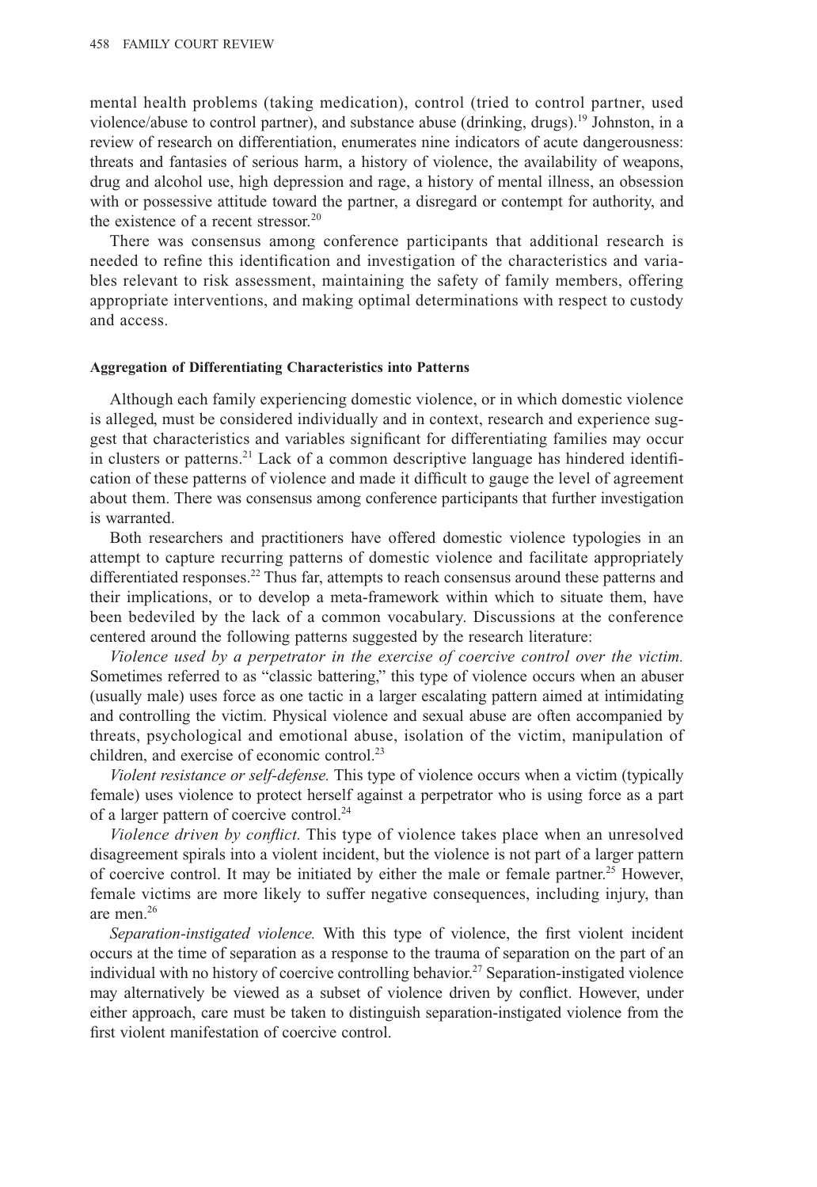mental health problems (taking medication), control (tried to control partner, used violence/abuse to control partner), and substance abuse (drinking, drugs).[19] Johnston, in a review of research on differentiation, enumerates nine indicators of acute dangerousness: threats and fantasies of serious harm, a history of violence, the availability of weapons, drug and alcohol use, high depression and rage, a history of mental illness, an obsession with or possessive attitude toward the partner, a disregard or contempt for authority, and the existence of a recent stressor.[20]

There was consensus among conference participants that additional research is needed to refine this identification and investigation of the characteristics and variables relevant to risk assessment, maintaining the safety of family members, offering appropriate interventions, and making optimal determinations with respect to custody and access.

#### Aggregation of Differentiating Characteristics into Patterns

Although each family experiencing domestic violence, or in which domestic violence is alleged, must be considered individually and in context, research and experience suggest that characteristics and variables significant for differentiating families may occur in clusters or patterns.[21] Lack of a common descriptive language has hindered identification of these patterns of violence and made it difficult to gauge the level of agreement about them. There was consensus among conference participants that further investigation is warranted.

Both researchers and practitioners have offered domestic violence typologies in an attempt to capture recurring patterns of domestic violence and facilitate appropriately differentiated responses.[22] Thus far, attempts to reach consensus around these patterns and their implications, or to develop a meta-framework within which to situate them, have been bedeviled by the lack of a common vocabulary. Discussions at the conference centered around the following patterns suggested by the research literature:

*Violence used by a perpetrator in the exercise of coercive control over the victim.* Sometimes referred to as "classic battering," this type of violence occurs when an abuser (usually male) uses force as one tactic in a larger escalating pattern aimed at intimidating and controlling the victim. Physical violence and sexual abuse are often accompanied by threats, psychological and emotional abuse, isolation of the victim, manipulation of children, and exercise of economic control.[23]

*Violent resistance or self-defense.* This type of violence occurs when a victim (typically female) uses violence to protect herself against a perpetrator who is using force as a part of a larger pattern of coercive control.[24]

*Violence driven by conflict.* This type of violence takes place when an unresolved disagreement spirals into a violent incident, but the violence is not part of a larger pattern of coercive control. It may be initiated by either the male or female partner.[25] However, female victims are more likely to suffer negative consequences, including injury, than are men.[26]

*Separation-instigated violence.* With this type of violence, the first violent incident occurs at the time of separation as a response to the trauma of separation on the part of an individual with no history of coercive controlling behavior.[27] Separation-instigated violence may alternatively be viewed as a subset of violence driven by conflict. However, under either approach, care must be taken to distinguish separation-instigated violence from the first violent manifestation of coercive control.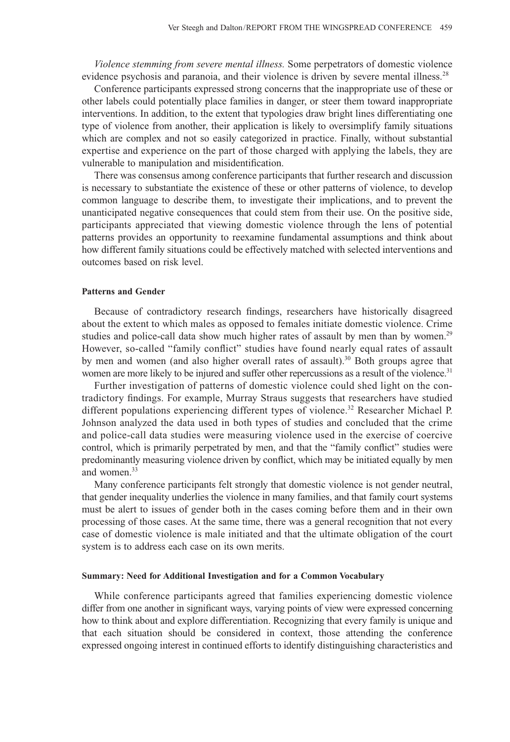*Violence stemming from severe mental illness.* Some perpetrators of domestic violence evidence psychosis and paranoia, and their violence is driven by severe mental illness.[28]

Conference participants expressed strong concerns that the inappropriate use of these or other labels could potentially place families in danger, or steer them toward inappropriate interventions. In addition, to the extent that typologies draw bright lines differentiating one type of violence from another, their application is likely to oversimplify family situations which are complex and not so easily categorized in practice. Finally, without substantial expertise and experience on the part of those charged with applying the labels, they are vulnerable to manipulation and misidentification.

There was consensus among conference participants that further research and discussion is necessary to substantiate the existence of these or other patterns of violence, to develop common language to describe them, to investigate their implications, and to prevent the unanticipated negative consequences that could stem from their use. On the positive side, participants appreciated that viewing domestic violence through the lens of potential patterns provides an opportunity to reexamine fundamental assumptions and think about how different family situations could be effectively matched with selected interventions and outcomes based on risk level.

#### Patterns and Gender

Because of contradictory research findings, researchers have historically disagreed about the extent to which males as opposed to females initiate domestic violence. Crime studies and police-call data show much higher rates of assault by men than by women.[29] However, so-called "family conflict" studies have found nearly equal rates of assault by men and women (and also higher overall rates of assault).[30] Both groups agree that women are more likely to be injured and suffer other repercussions as a result of the violence.[31]

Further investigation of patterns of domestic violence could shed light on the contradictory findings. For example, Murray Straus suggests that researchers have studied different populations experiencing different types of violence.[32] Researcher Michael P. Johnson analyzed the data used in both types of studies and concluded that the crime and police-call data studies were measuring violence used in the exercise of coercive control, which is primarily perpetrated by men, and that the "family conflict" studies were predominantly measuring violence driven by conflict, which may be initiated equally by men and women.[33]

Many conference participants felt strongly that domestic violence is not gender neutral, that gender inequality underlies the violence in many families, and that family court systems must be alert to issues of gender both in the cases coming before them and in their own processing of those cases. At the same time, there was a general recognition that not every case of domestic violence is male initiated and that the ultimate obligation of the court system is to address each case on its own merits.

#### Summary: Need for Additional Investigation and for a Common Vocabulary

While conference participants agreed that families experiencing domestic violence differ from one another in significant ways, varying points of view were expressed concerning how to think about and explore differentiation. Recognizing that every family is unique and that each situation should be considered in context, those attending the conference expressed ongoing interest in continued efforts to identify distinguishing characteristics and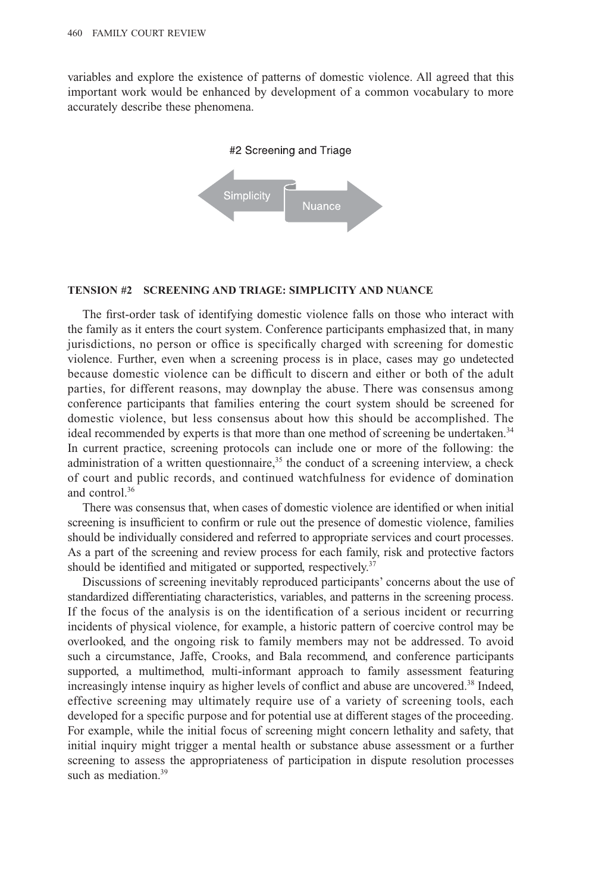variables and explore the existence of patterns of domestic violence. All agreed that this important work would be enhanced by development of a common vocabulary to more accurately describe these phenomena.

#2 Screening and Triage

Simplicity

Nuance

### TENSION #2 SCREENING AND TRIAGE: SIMPLICITY AND NUANCE

The first-order task of identifying domestic violence falls on those who interact with the family as it enters the court system. Conference participants emphasized that, in many jurisdictions, no person or office is specifically charged with screening for domestic violence. Further, even when a screening process is in place, cases may go undetected because domestic violence can be difficult to discern and either or both of the adult parties, for different reasons, may downplay the abuse. There was consensus among conference participants that families entering the court system should be screened for domestic violence, but less consensus about how this should be accomplished. The ideal recommended by experts is that more than one method of screening be undertaken.[34] In current practice, screening protocols can include one or more of the following: the administration of a written questionnaire,[35] the conduct of a screening interview, a check of court and public records, and continued watchfulness for evidence of domination and control.[36]

There was consensus that, when cases of domestic violence are identified or when initial screening is insufficient to confirm or rule out the presence of domestic violence, families should be individually considered and referred to appropriate services and court processes. As a part of the screening and review process for each family, risk and protective factors should be identified and mitigated or supported, respectively.[37]

Discussions of screening inevitably reproduced participants' concerns about the use of standardized differentiating characteristics, variables, and patterns in the screening process. If the focus of the analysis is on the identification of a serious incident or recurring incidents of physical violence, for example, a historic pattern of coercive control may be overlooked, and the ongoing risk to family members may not be addressed. To avoid such a circumstance, Jaffe, Crooks, and Bala recommend, and conference participants supported, a multimethod, multi-informant approach to family assessment featuring increasingly intense inquiry as higher levels of conflict and abuse are uncovered.[38] Indeed, effective screening may ultimately require use of a variety of screening tools, each developed for a specific purpose and for potential use at different stages of the proceeding. For example, while the initial focus of screening might concern lethality and safety, that initial inquiry might trigger a mental health or substance abuse assessment or a further screening to assess the appropriateness of participation in dispute resolution processes such as mediation.[39]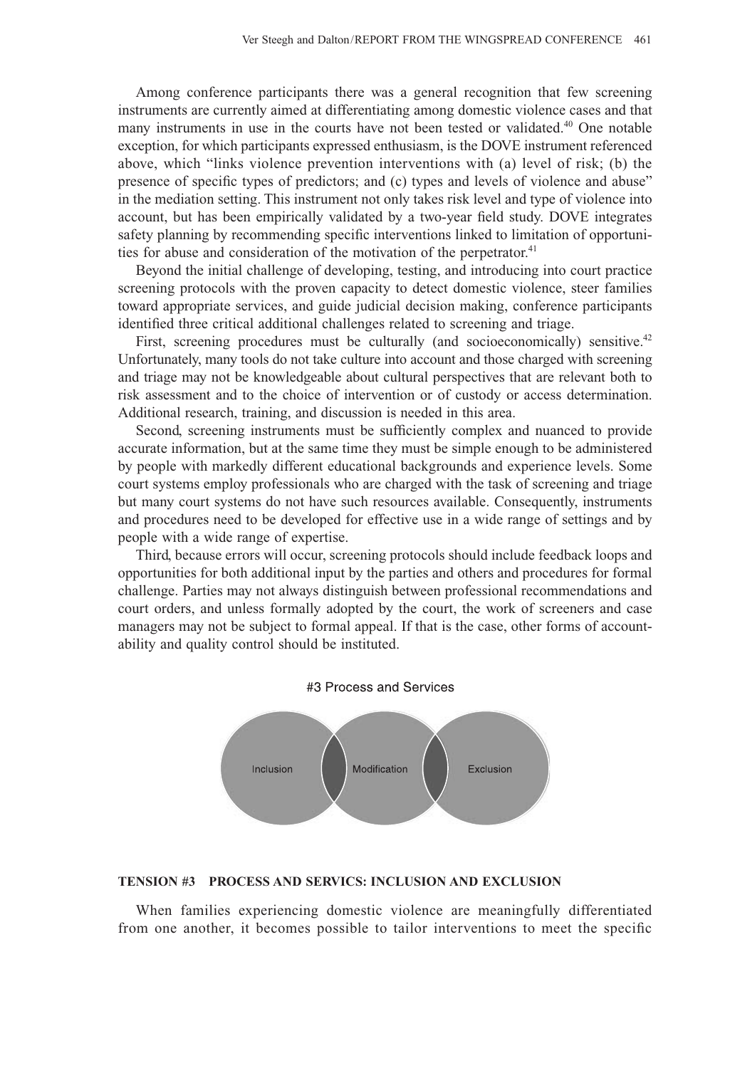Among conference participants there was a general recognition that few screening instruments are currently aimed at differentiating among domestic violence cases and that many instruments in use in the courts have not been tested or validated.[40] One notable exception, for which participants expressed enthusiasm, is the DOVE instrument referenced above, which "links violence prevention interventions with (a) level of risk; (b) the presence of specific types of predictors; and (c) types and levels of violence and abuse" in the mediation setting. This instrument not only takes risk level and type of violence into account, but has been empirically validated by a two-year field study. DOVE integrates safety planning by recommending specific interventions linked to limitation of opportunities for abuse and consideration of the motivation of the perpetrator.[41]

Beyond the initial challenge of developing, testing, and introducing into court practice screening protocols with the proven capacity to detect domestic violence, steer families toward appropriate services, and guide judicial decision making, conference participants identified three critical additional challenges related to screening and triage.

First, screening procedures must be culturally (and socioeconomically) sensitive.[42] Unfortunately, many tools do not take culture into account and those charged with screening and triage may not be knowledgeable about cultural perspectives that are relevant both to risk assessment and to the choice of intervention or of custody or access determination. Additional research, training, and discussion is needed in this area.

Second, screening instruments must be sufficiently complex and nuanced to provide accurate information, but at the same time they must be simple enough to be administered by people with markedly different educational backgrounds and experience levels. Some court systems employ professionals who are charged with the task of screening and triage but many court systems do not have such resources available. Consequently, instruments and procedures need to be developed for effective use in a wide range of settings and by people with a wide range of expertise.

Third, because errors will occur, screening protocols should include feedback loops and opportunities for both additional input by the parties and others and procedures for formal challenge. Parties may not always distinguish between professional recommendations and court orders, and unless formally adopted by the court, the work of screeners and case managers may not be subject to formal appeal. If that is the case, other forms of accountability and quality control should be instituted.

#3 Process and Services

Inclusion

Modification

Exclusion

**TENSION #3 PROCESS AND SERVICS: INCLUSION AND EXCLUSION**

When families experiencing domestic violence are meaningfully differentiated from one another, it becomes possible to tailor interventions to meet the specific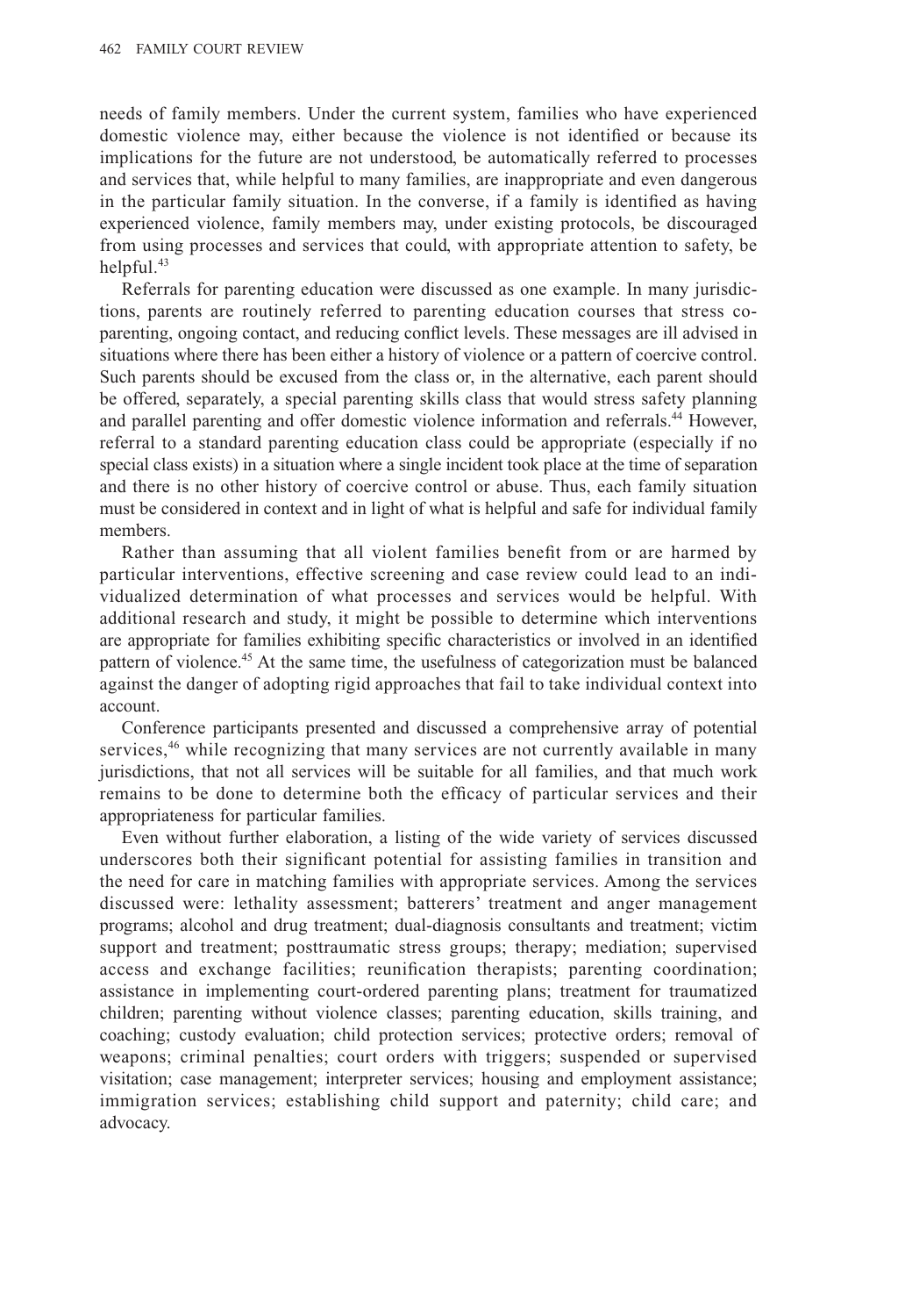needs of family members. Under the current system, families who have experienced domestic violence may, either because the violence is not identified or because its implications for the future are not understood, be automatically referred to processes and services that, while helpful to many families, are inappropriate and even dangerous in the particular family situation. In the converse, if a family is identified as having experienced violence, family members may, under existing protocols, be discouraged from using processes and services that could, with appropriate attention to safety, be helpful.[43]

Referrals for parenting education were discussed as one example. In many jurisdictions, parents are routinely referred to parenting education courses that stress co-parenting, ongoing contact, and reducing conflict levels. These messages are ill advised in situations where there has been either a history of violence or a pattern of coercive control. Such parents should be excused from the class or, in the alternative, each parent should be offered, separately, a special parenting skills class that would stress safety planning and parallel parenting and offer domestic violence information and referrals.[44] However, referral to a standard parenting education class could be appropriate (especially if no special class exists) in a situation where a single incident took place at the time of separation and there is no other history of coercive control or abuse. Thus, each family situation must be considered in context and in light of what is helpful and safe for individual family members.

Rather than assuming that all violent families benefit from or are harmed by particular interventions, effective screening and case review could lead to an individualized determination of what processes and services would be helpful. With additional research and study, it might be possible to determine which interventions are appropriate for families exhibiting specific characteristics or involved in an identified pattern of violence.[45] At the same time, the usefulness of categorization must be balanced against the danger of adopting rigid approaches that fail to take individual context into account.

Conference participants presented and discussed a comprehensive array of potential services,[46] while recognizing that many services are not currently available in many jurisdictions, that not all services will be suitable for all families, and that much work remains to be done to determine both the efficacy of particular services and their appropriateness for particular families.

Even without further elaboration, a listing of the wide variety of services discussed underscores both their significant potential for assisting families in transition and the need for care in matching families with appropriate services. Among the services discussed were: lethality assessment; batterers' treatment and anger management programs; alcohol and drug treatment; dual-diagnosis consultants and treatment; victim support and treatment; posttraumatic stress groups; therapy; mediation; supervised access and exchange facilities; reunification therapists; parenting coordination; assistance in implementing court-ordered parenting plans; treatment for traumatized children; parenting without violence classes; parenting education, skills training, and coaching; custody evaluation; child protection services; protective orders; removal of weapons; criminal penalties; court orders with triggers; suspended or supervised visitation; case management; interpreter services; housing and employment assistance; immigration services; establishing child support and paternity; child care; and advocacy.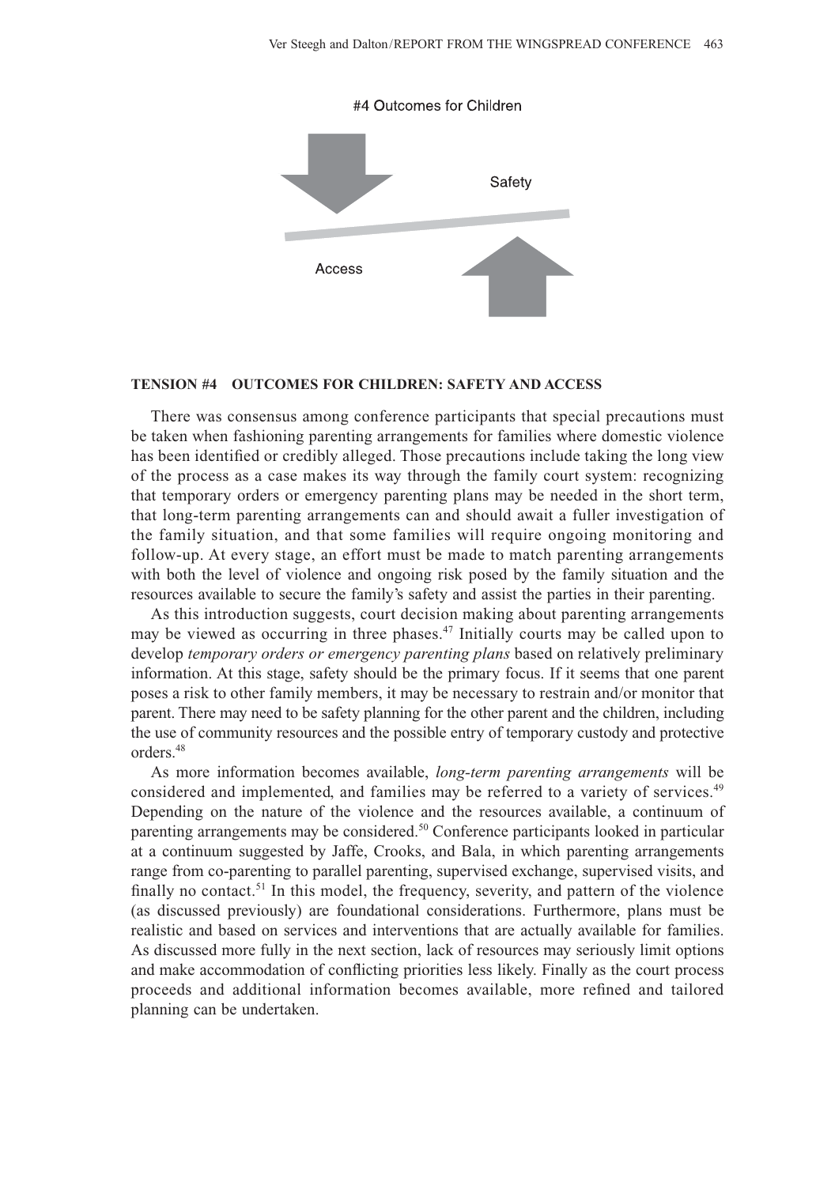#4 Outcomes for Children

Safety

Access

### TENSION #4 OUTCOMES FOR CHILDREN: SAFETY AND ACCESS

There was consensus among conference participants that special precautions must be taken when fashioning parenting arrangements for families where domestic violence has been identified or credibly alleged. Those precautions include taking the long view of the process as a case makes its way through the family court system: recognizing that temporary orders or emergency parenting plans may be needed in the short term, that long-term parenting arrangements can and should await a fuller investigation of the family situation, and that some families will require ongoing monitoring and follow-up. At every stage, an effort must be made to match parenting arrangements with both the level of violence and ongoing risk posed by the family situation and the resources available to secure the family's safety and assist the parties in their parenting.

As this introduction suggests, court decision making about parenting arrangements may be viewed as occurring in three phases.[47] Initially courts may be called upon to develop *temporary orders or emergency parenting plans* based on relatively preliminary information. At this stage, safety should be the primary focus. If it seems that one parent poses a risk to other family members, it may be necessary to restrain and/or monitor that parent. There may need to be safety planning for the other parent and the children, including the use of community resources and the possible entry of temporary custody and protective orders.[48]

As more information becomes available, *long-term parenting arrangements* will be considered and implemented, and families may be referred to a variety of services.[49] Depending on the nature of the violence and the resources available, a continuum of parenting arrangements may be considered.[50] Conference participants looked in particular at a continuum suggested by Jaffe, Crooks, and Bala, in which parenting arrangements range from co-parenting to parallel parenting, supervised exchange, supervised visits, and finally no contact.[51] In this model, the frequency, severity, and pattern of the violence (as discussed previously) are foundational considerations. Furthermore, plans must be realistic and based on services and interventions that are actually available for families. As discussed more fully in the next section, lack of resources may seriously limit options and make accommodation of conflicting priorities less likely. Finally as the court process proceeds and additional information becomes available, more refined and tailored planning can be undertaken.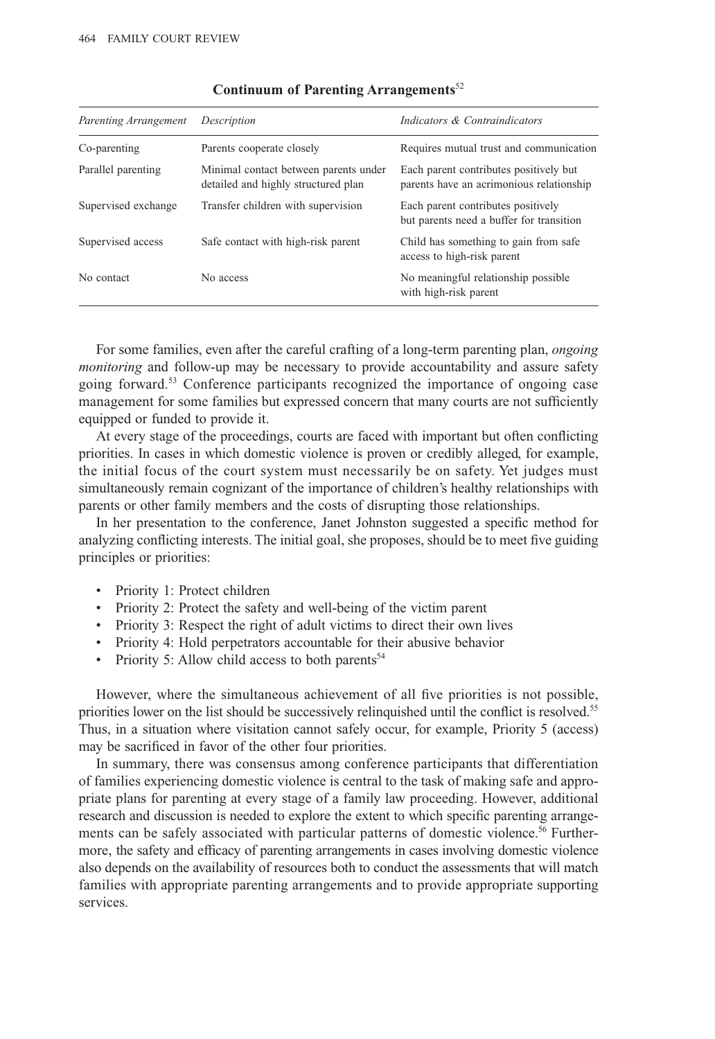**Continuum of Parenting Arrangements**[52]

| *Parenting Arrangement* | *Description* | *Indicators & Contraindicators* |
|---|---|---|
| Co-parenting | Parents cooperate closely | Requires mutual trust and communication |
| Parallel parenting | Minimal contact between parents under detailed and highly structured plan | Each parent contributes positively but parents have an acrimonious relationship |
| Supervised exchange | Transfer children with supervision | Each parent contributes positively but parents need a buffer for transition |
| Supervised access | Safe contact with high-risk parent | Child has something to gain from safe access to high-risk parent |
| No contact | No access | No meaningful relationship possible with high-risk parent |

For some families, even after the careful crafting of a long-term parenting plan, *ongoing monitoring* and follow-up may be necessary to provide accountability and assure safety going forward.[53] Conference participants recognized the importance of ongoing case management for some families but expressed concern that many courts are not sufficiently equipped or funded to provide it.

At every stage of the proceedings, courts are faced with important but often conflicting priorities. In cases in which domestic violence is proven or credibly alleged, for example, the initial focus of the court system must necessarily be on safety. Yet judges must simultaneously remain cognizant of the importance of children's healthy relationships with parents or other family members and the costs of disrupting those relationships.

In her presentation to the conference, Janet Johnston suggested a specific method for analyzing conflicting interests. The initial goal, she proposes, should be to meet five guiding principles or priorities:

- Priority 1: Protect children
- Priority 2: Protect the safety and well-being of the victim parent
- Priority 3: Respect the right of adult victims to direct their own lives
- Priority 4: Hold perpetrators accountable for their abusive behavior
- Priority 5: Allow child access to both parents[54]

However, where the simultaneous achievement of all five priorities is not possible, priorities lower on the list should be successively relinquished until the conflict is resolved.[55] Thus, in a situation where visitation cannot safely occur, for example, Priority 5 (access) may be sacrificed in favor of the other four priorities.

In summary, there was consensus among conference participants that differentiation of families experiencing domestic violence is central to the task of making safe and appropriate plans for parenting at every stage of a family law proceeding. However, additional research and discussion is needed to explore the extent to which specific parenting arrangements can be safely associated with particular patterns of domestic violence.[56] Furthermore, the safety and efficacy of parenting arrangements in cases involving domestic violence also depends on the availability of resources both to conduct the assessments that will match families with appropriate parenting arrangements and to provide appropriate supporting services.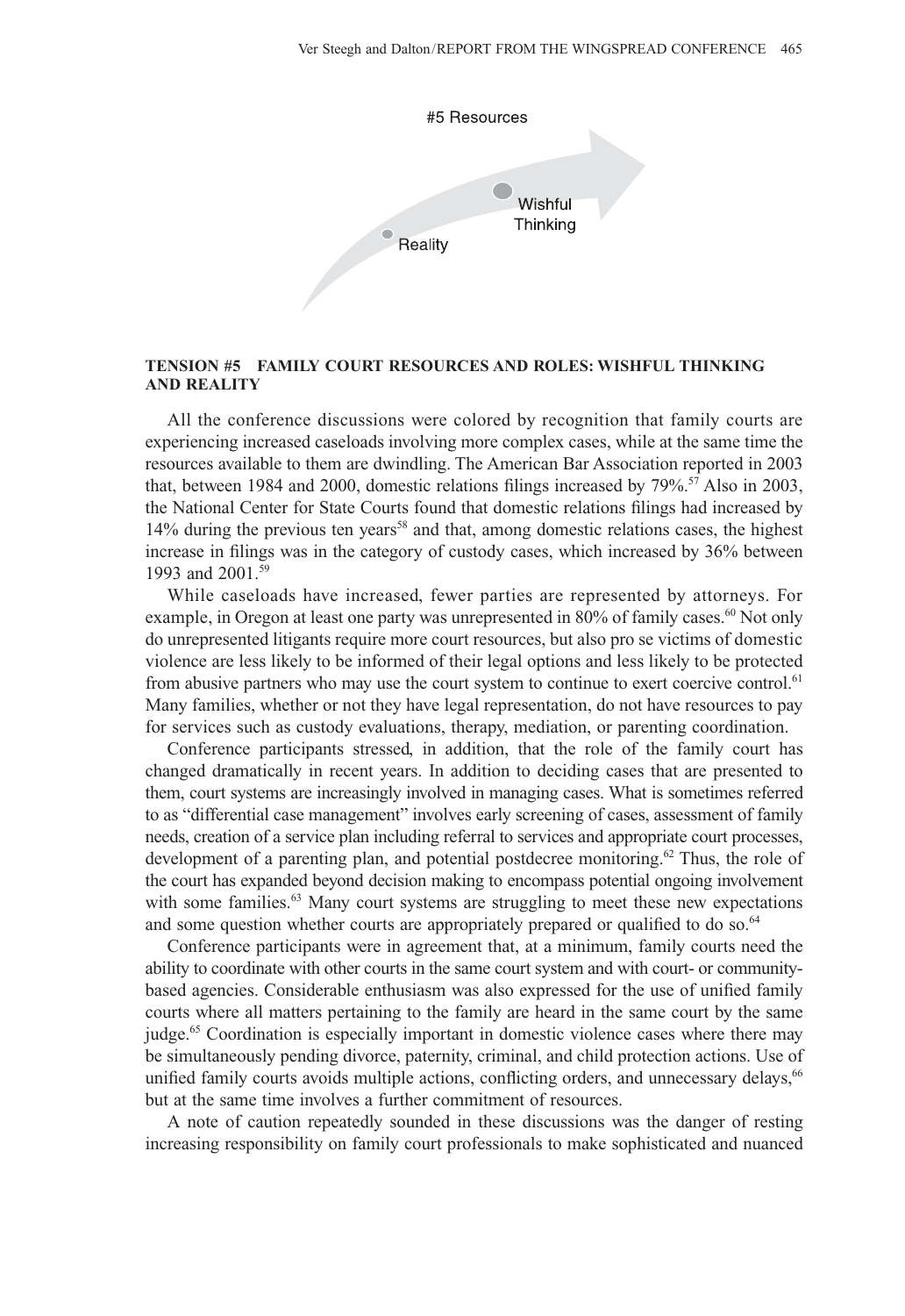#5 Resources

Reality

Wishful Thinking

## TENSION #5 FAMILY COURT RESOURCES AND ROLES: WISHFUL THINKING AND REALITY

All the conference discussions were colored by recognition that family courts are experiencing increased caseloads involving more complex cases, while at the same time the resources available to them are dwindling. The American Bar Association reported in 2003 that, between 1984 and 2000, domestic relations filings increased by 79%.[57] Also in 2003, the National Center for State Courts found that domestic relations filings had increased by 14% during the previous ten years[58] and that, among domestic relations cases, the highest increase in filings was in the category of custody cases, which increased by 36% between 1993 and 2001.[59]

While caseloads have increased, fewer parties are represented by attorneys. For example, in Oregon at least one party was unrepresented in 80% of family cases.[60] Not only do unrepresented litigants require more court resources, but also pro se victims of domestic violence are less likely to be informed of their legal options and less likely to be protected from abusive partners who may use the court system to continue to exert coercive control.[61] Many families, whether or not they have legal representation, do not have resources to pay for services such as custody evaluations, therapy, mediation, or parenting coordination.

Conference participants stressed, in addition, that the role of the family court has changed dramatically in recent years. In addition to deciding cases that are presented to them, court systems are increasingly involved in managing cases. What is sometimes referred to as "differential case management" involves early screening of cases, assessment of family needs, creation of a service plan including referral to services and appropriate court processes, development of a parenting plan, and potential postdecree monitoring.[62] Thus, the role of the court has expanded beyond decision making to encompass potential ongoing involvement with some families.[63] Many court systems are struggling to meet these new expectations and some question whether courts are appropriately prepared or qualified to do so.[64]

Conference participants were in agreement that, at a minimum, family courts need the ability to coordinate with other courts in the same court system and with court- or community-based agencies. Considerable enthusiasm was also expressed for the use of unified family courts where all matters pertaining to the family are heard in the same court by the same judge.[65] Coordination is especially important in domestic violence cases where there may be simultaneously pending divorce, paternity, criminal, and child protection actions. Use of unified family courts avoids multiple actions, conflicting orders, and unnecessary delays,[66] but at the same time involves a further commitment of resources.

A note of caution repeatedly sounded in these discussions was the danger of resting increasing responsibility on family court professionals to make sophisticated and nuanced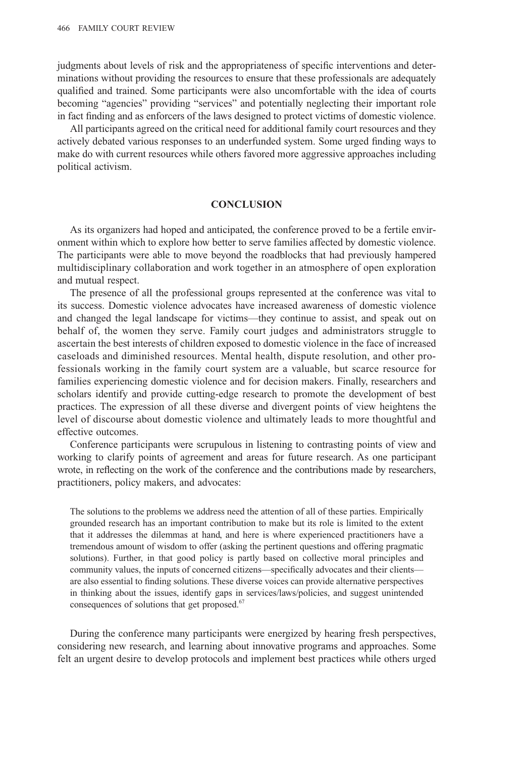judgments about levels of risk and the appropriateness of specific interventions and determinations without providing the resources to ensure that these professionals are adequately qualified and trained. Some participants were also uncomfortable with the idea of courts becoming "agencies" providing "services" and potentially neglecting their important role in fact finding and as enforcers of the laws designed to protect victims of domestic violence.

All participants agreed on the critical need for additional family court resources and they actively debated various responses to an underfunded system. Some urged finding ways to make do with current resources while others favored more aggressive approaches including political activism.

## CONCLUSION

As its organizers had hoped and anticipated, the conference proved to be a fertile environment within which to explore how better to serve families affected by domestic violence. The participants were able to move beyond the roadblocks that had previously hampered multidisciplinary collaboration and work together in an atmosphere of open exploration and mutual respect.

The presence of all the professional groups represented at the conference was vital to its success. Domestic violence advocates have increased awareness of domestic violence and changed the legal landscape for victims—they continue to assist, and speak out on behalf of, the women they serve. Family court judges and administrators struggle to ascertain the best interests of children exposed to domestic violence in the face of increased caseloads and diminished resources. Mental health, dispute resolution, and other professionals working in the family court system are a valuable, but scarce resource for families experiencing domestic violence and for decision makers. Finally, researchers and scholars identify and provide cutting-edge research to promote the development of best practices. The expression of all these diverse and divergent points of view heightens the level of discourse about domestic violence and ultimately leads to more thoughtful and effective outcomes.

Conference participants were scrupulous in listening to contrasting points of view and working to clarify points of agreement and areas for future research. As one participant wrote, in reflecting on the work of the conference and the contributions made by researchers, practitioners, policy makers, and advocates:

> The solutions to the problems we address need the attention of all of these parties. Empirically grounded research has an important contribution to make but its role is limited to the extent that it addresses the dilemmas at hand, and here is where experienced practitioners have a tremendous amount of wisdom to offer (asking the pertinent questions and offering pragmatic solutions). Further, in that good policy is partly based on collective moral principles and community values, the inputs of concerned citizens—specifically advocates and their clients—are also essential to finding solutions. These diverse voices can provide alternative perspectives in thinking about the issues, identify gaps in services/laws/policies, and suggest unintended consequences of solutions that get proposed.[67]

During the conference many participants were energized by hearing fresh perspectives, considering new research, and learning about innovative programs and approaches. Some felt an urgent desire to develop protocols and implement best practices while others urged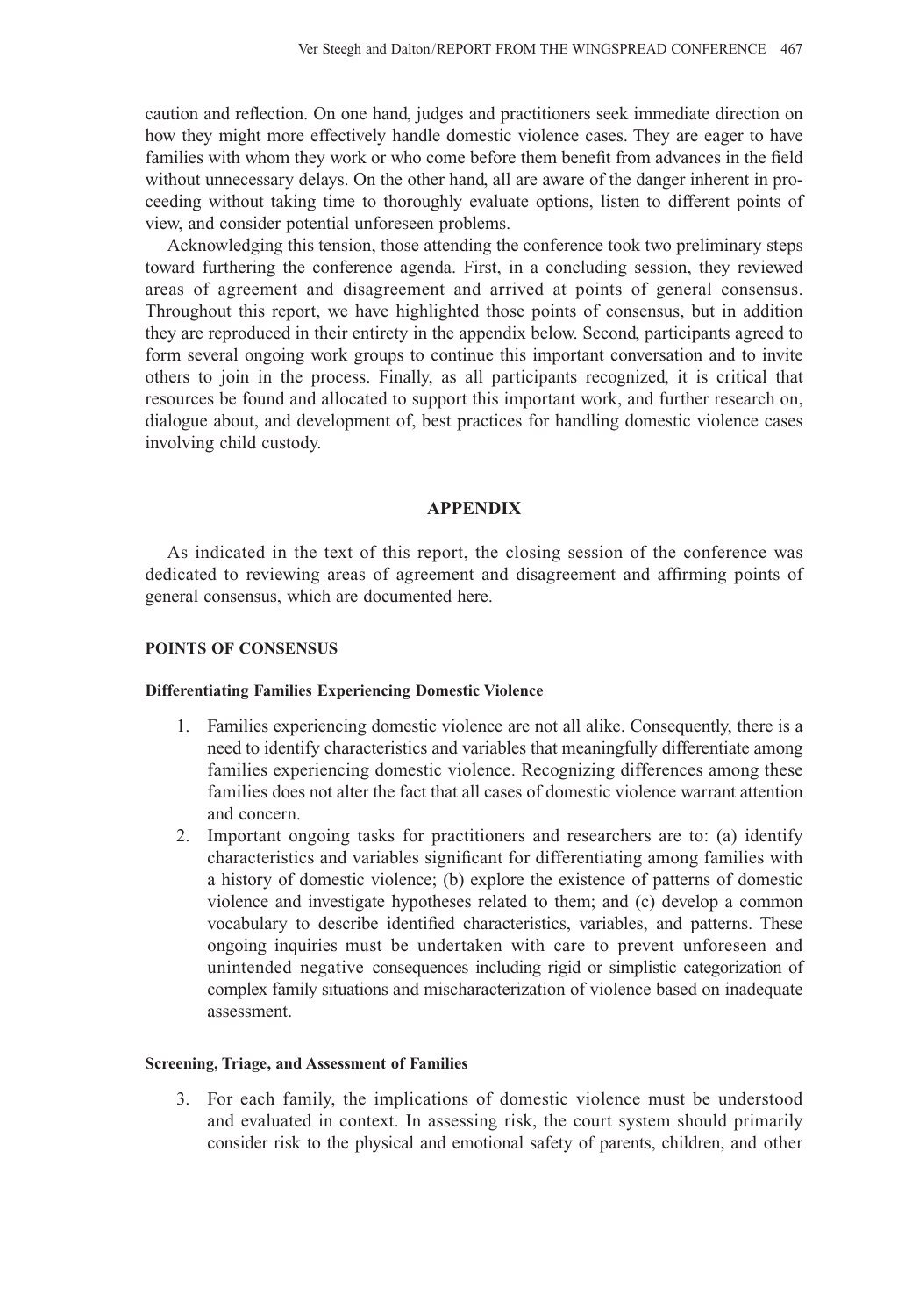caution and reflection. On one hand, judges and practitioners seek immediate direction on how they might more effectively handle domestic violence cases. They are eager to have families with whom they work or who come before them benefit from advances in the field without unnecessary delays. On the other hand, all are aware of the danger inherent in proceeding without taking time to thoroughly evaluate options, listen to different points of view, and consider potential unforeseen problems.

Acknowledging this tension, those attending the conference took two preliminary steps toward furthering the conference agenda. First, in a concluding session, they reviewed areas of agreement and disagreement and arrived at points of general consensus. Throughout this report, we have highlighted those points of consensus, but in addition they are reproduced in their entirety in the appendix below. Second, participants agreed to form several ongoing work groups to continue this important conversation and to invite others to join in the process. Finally, as all participants recognized, it is critical that resources be found and allocated to support this important work, and further research on, dialogue about, and development of, best practices for handling domestic violence cases involving child custody.

## APPENDIX

As indicated in the text of this report, the closing session of the conference was dedicated to reviewing areas of agreement and disagreement and affirming points of general consensus, which are documented here.

### POINTS OF CONSENSUS

#### Differentiating Families Experiencing Domestic Violence

1. Families experiencing domestic violence are not all alike. Consequently, there is a need to identify characteristics and variables that meaningfully differentiate among families experiencing domestic violence. Recognizing differences among these families does not alter the fact that all cases of domestic violence warrant attention and concern.
2. Important ongoing tasks for practitioners and researchers are to: (a) identify characteristics and variables significant for differentiating among families with a history of domestic violence; (b) explore the existence of patterns of domestic violence and investigate hypotheses related to them; and (c) develop a common vocabulary to describe identified characteristics, variables, and patterns. These ongoing inquiries must be undertaken with care to prevent unforeseen and unintended negative consequences including rigid or simplistic categorization of complex family situations and mischaracterization of violence based on inadequate assessment.

#### Screening, Triage, and Assessment of Families

3. For each family, the implications of domestic violence must be understood and evaluated in context. In assessing risk, the court system should primarily consider risk to the physical and emotional safety of parents, children, and other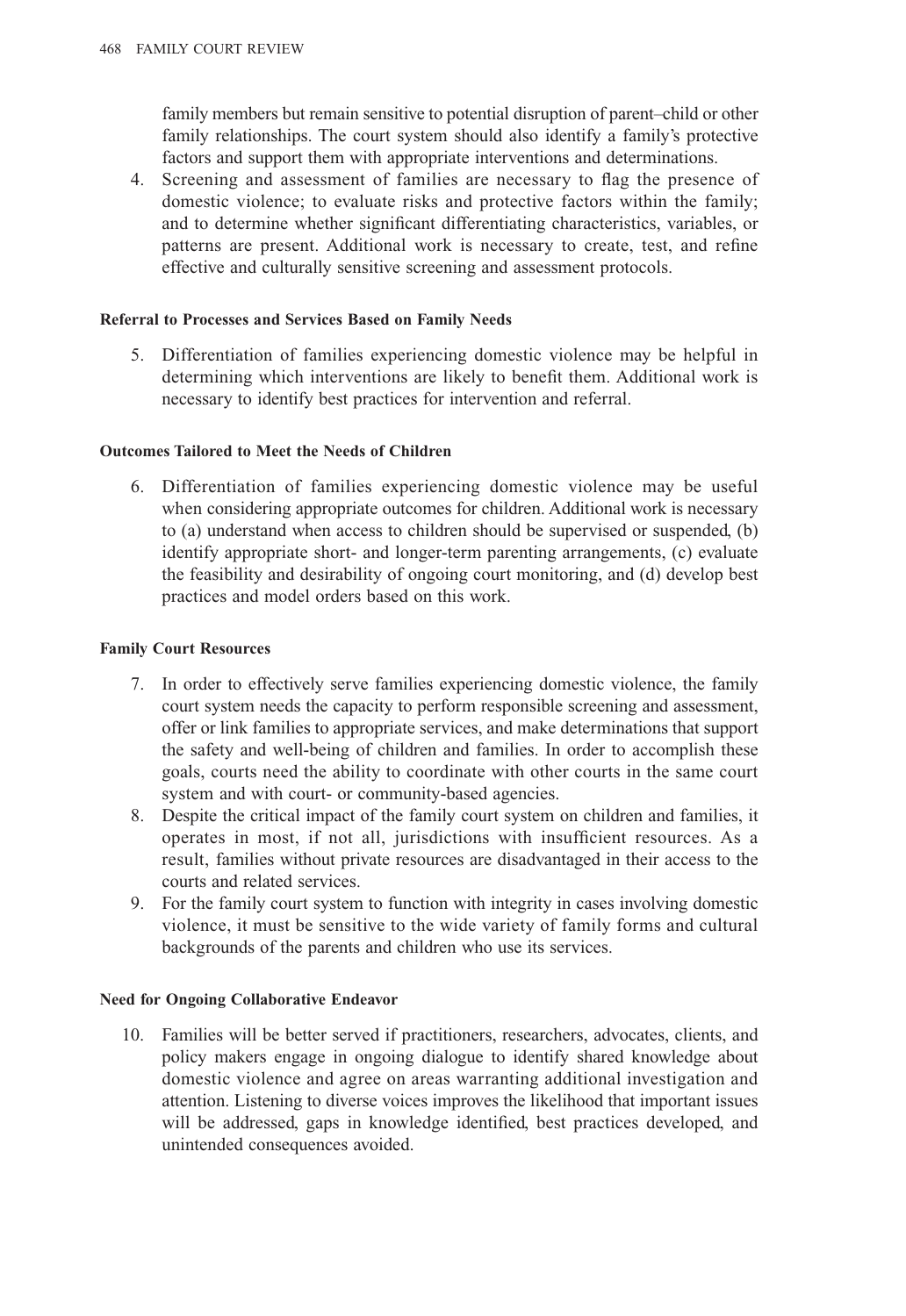family members but remain sensitive to potential disruption of parent–child or other family relationships. The court system should also identify a family's protective factors and support them with appropriate interventions and determinations.

4. Screening and assessment of families are necessary to flag the presence of domestic violence; to evaluate risks and protective factors within the family; and to determine whether significant differentiating characteristics, variables, or patterns are present. Additional work is necessary to create, test, and refine effective and culturally sensitive screening and assessment protocols.

**Referral to Processes and Services Based on Family Needs**

5. Differentiation of families experiencing domestic violence may be helpful in determining which interventions are likely to benefit them. Additional work is necessary to identify best practices for intervention and referral.

**Outcomes Tailored to Meet the Needs of Children**

6. Differentiation of families experiencing domestic violence may be useful when considering appropriate outcomes for children. Additional work is necessary to (a) understand when access to children should be supervised or suspended, (b) identify appropriate short- and longer-term parenting arrangements, (c) evaluate the feasibility and desirability of ongoing court monitoring, and (d) develop best practices and model orders based on this work.

**Family Court Resources**

7. In order to effectively serve families experiencing domestic violence, the family court system needs the capacity to perform responsible screening and assessment, offer or link families to appropriate services, and make determinations that support the safety and well-being of children and families. In order to accomplish these goals, courts need the ability to coordinate with other courts in the same court system and with court- or community-based agencies.
8. Despite the critical impact of the family court system on children and families, it operates in most, if not all, jurisdictions with insufficient resources. As a result, families without private resources are disadvantaged in their access to the courts and related services.
9. For the family court system to function with integrity in cases involving domestic violence, it must be sensitive to the wide variety of family forms and cultural backgrounds of the parents and children who use its services.

**Need for Ongoing Collaborative Endeavor**

10. Families will be better served if practitioners, researchers, advocates, clients, and policy makers engage in ongoing dialogue to identify shared knowledge about domestic violence and agree on areas warranting additional investigation and attention. Listening to diverse voices improves the likelihood that important issues will be addressed, gaps in knowledge identified, best practices developed, and unintended consequences avoided.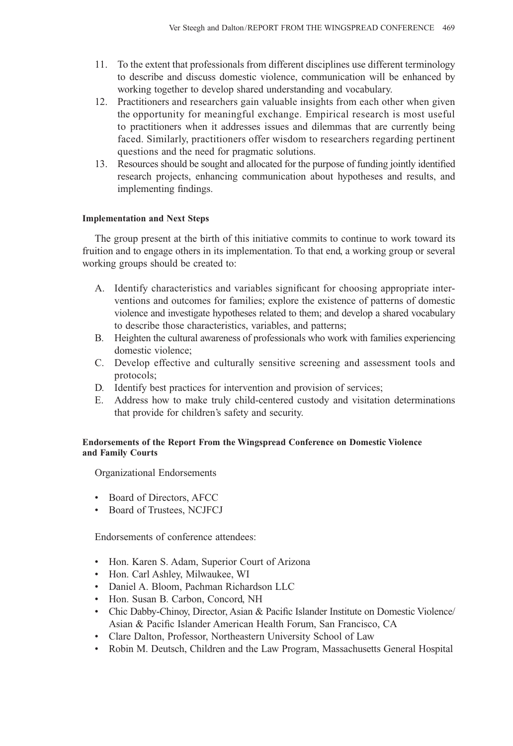11. To the extent that professionals from different disciplines use different terminology to describe and discuss domestic violence, communication will be enhanced by working together to develop shared understanding and vocabulary.
12. Practitioners and researchers gain valuable insights from each other when given the opportunity for meaningful exchange. Empirical research is most useful to practitioners when it addresses issues and dilemmas that are currently being faced. Similarly, practitioners offer wisdom to researchers regarding pertinent questions and the need for pragmatic solutions.
13. Resources should be sought and allocated for the purpose of funding jointly identified research projects, enhancing communication about hypotheses and results, and implementing findings.

**Implementation and Next Steps**

The group present at the birth of this initiative commits to continue to work toward its fruition and to engage others in its implementation. To that end, a working group or several working groups should be created to:

A. Identify characteristics and variables significant for choosing appropriate interventions and outcomes for families; explore the existence of patterns of domestic violence and investigate hypotheses related to them; and develop a shared vocabulary to describe those characteristics, variables, and patterns;
B. Heighten the cultural awareness of professionals who work with families experiencing domestic violence;
C. Develop effective and culturally sensitive screening and assessment tools and protocols;
D. Identify best practices for intervention and provision of services;
E. Address how to make truly child-centered custody and visitation determinations that provide for children's safety and security.

**Endorsements of the Report From the Wingspread Conference on Domestic Violence and Family Courts**

Organizational Endorsements

- Board of Directors, AFCC
- Board of Trustees, NCJFCJ

Endorsements of conference attendees:

- Hon. Karen S. Adam, Superior Court of Arizona
- Hon. Carl Ashley, Milwaukee, WI
- Daniel A. Bloom, Pachman Richardson LLC
- Hon. Susan B. Carbon, Concord, NH
- Chic Dabby-Chinoy, Director, Asian & Pacific Islander Institute on Domestic Violence/ Asian & Pacific Islander American Health Forum, San Francisco, CA
- Clare Dalton, Professor, Northeastern University School of Law
- Robin M. Deutsch, Children and the Law Program, Massachusetts General Hospital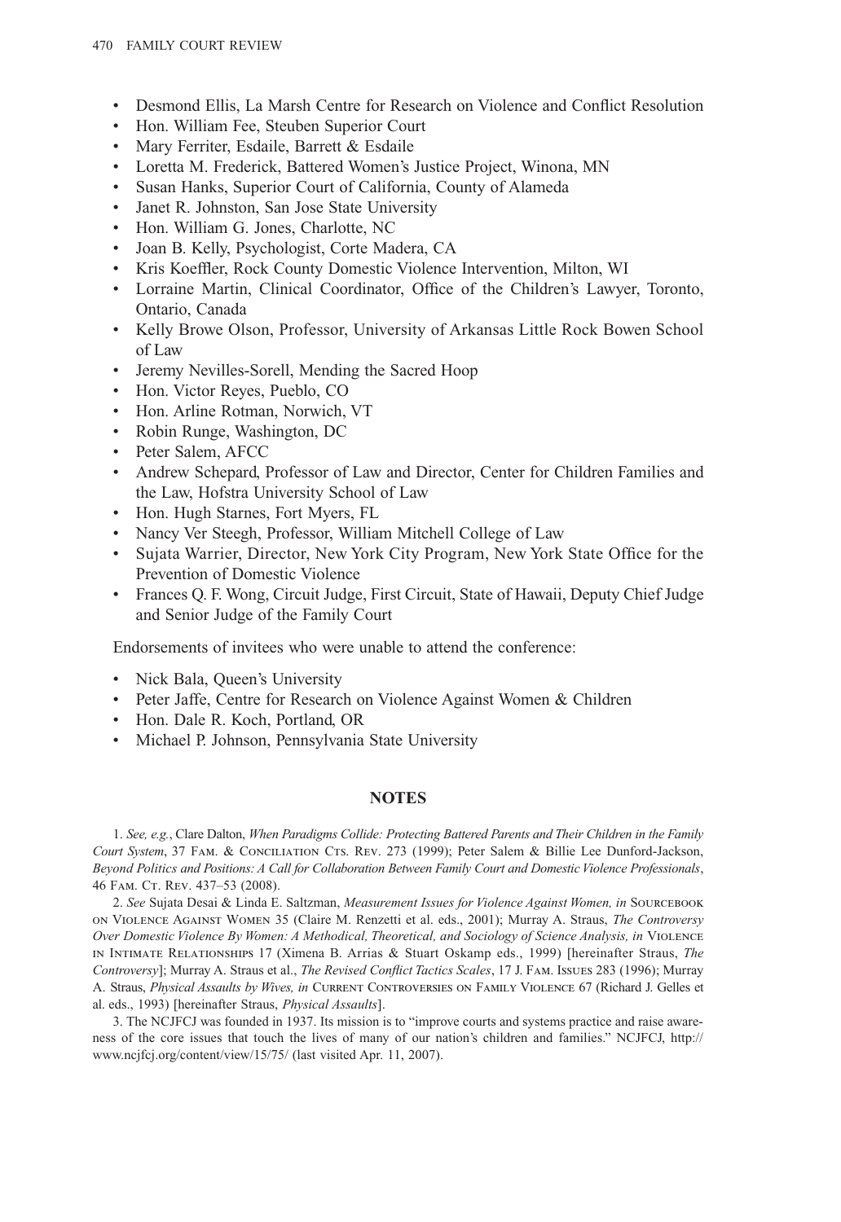- Desmond Ellis, La Marsh Centre for Research on Violence and Conflict Resolution
- Hon. William Fee, Steuben Superior Court
- Mary Ferriter, Esdaile, Barrett & Esdaile
- Loretta M. Frederick, Battered Women's Justice Project, Winona, MN
- Susan Hanks, Superior Court of California, County of Alameda
- Janet R. Johnston, San Jose State University
- Hon. William G. Jones, Charlotte, NC
- Joan B. Kelly, Psychologist, Corte Madera, CA
- Kris Koeffler, Rock County Domestic Violence Intervention, Milton, WI
- Lorraine Martin, Clinical Coordinator, Office of the Children's Lawyer, Toronto, Ontario, Canada
- Kelly Browe Olson, Professor, University of Arkansas Little Rock Bowen School of Law
- Jeremy Nevilles-Sorell, Mending the Sacred Hoop
- Hon. Victor Reyes, Pueblo, CO
- Hon. Arline Rotman, Norwich, VT
- Robin Runge, Washington, DC
- Peter Salem, AFCC
- Andrew Schepard, Professor of Law and Director, Center for Children Families and the Law, Hofstra University School of Law
- Hon. Hugh Starnes, Fort Myers, FL
- Nancy Ver Steegh, Professor, William Mitchell College of Law
- Sujata Warrier, Director, New York City Program, New York State Office for the Prevention of Domestic Violence
- Frances Q. F. Wong, Circuit Judge, First Circuit, State of Hawaii, Deputy Chief Judge and Senior Judge of the Family Court

Endorsements of invitees who were unable to attend the conference:

- Nick Bala, Queen's University
- Peter Jaffe, Centre for Research on Violence Against Women & Children
- Hon. Dale R. Koch, Portland, OR
- Michael P. Johnson, Pennsylvania State University

## NOTES

1. *See, e.g.*, Clare Dalton, *When Paradigms Collide: Protecting Battered Parents and Their Children in the Family Court System*, 37 Fam. & Conciliation Cts. Rev. 273 (1999); Peter Salem & Billie Lee Dunford-Jackson, *Beyond Politics and Positions: A Call for Collaboration Between Family Court and Domestic Violence Professionals*, 46 Fam. Ct. Rev. 437–53 (2008).

2. *See* Sujata Desai & Linda E. Saltzman, *Measurement Issues for Violence Against Women, in* Sourcebook on Violence Against Women 35 (Claire M. Renzetti et al. eds., 2001); Murray A. Straus, *The Controversy Over Domestic Violence By Women: A Methodical, Theoretical, and Sociology of Science Analysis, in* Violence in Intimate Relationships 17 (Ximena B. Arrias & Stuart Oskamp eds., 1999) [hereinafter Straus, *The Controversy*]; Murray A. Straus et al., *The Revised Conflict Tactics Scales*, 17 J. Fam. Issues 283 (1996); Murray A. Straus, *Physical Assaults by Wives, in* Current Controversies on Family Violence 67 (Richard J. Gelles et al. eds., 1993) [hereinafter Straus, *Physical Assaults*].

3. The NCJFCJ was founded in 1937. Its mission is to "improve courts and systems practice and raise awareness of the core issues that touch the lives of many of our nation's children and families." NCJFCJ, http://www.ncjfcj.org/content/view/15/75/ (last visited Apr. 11, 2007).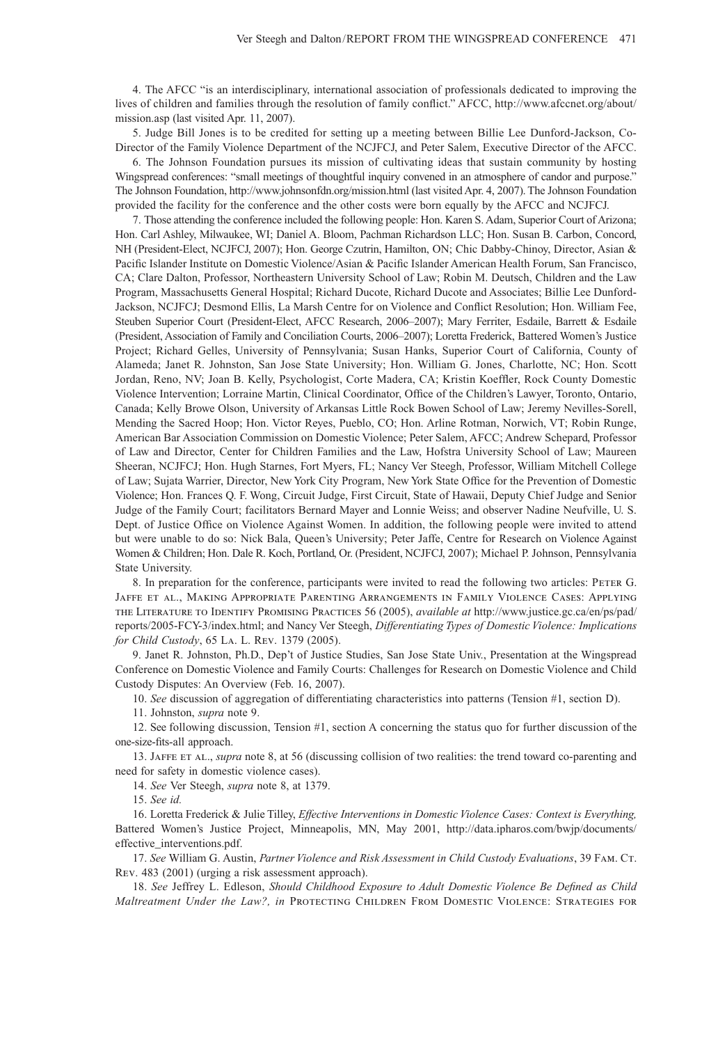4. The AFCC "is an interdisciplinary, international association of professionals dedicated to improving the lives of children and families through the resolution of family conflict." AFCC, http://www.afccnet.org/about/mission.asp (last visited Apr. 11, 2007).

5. Judge Bill Jones is to be credited for setting up a meeting between Billie Lee Dunford-Jackson, Co-Director of the Family Violence Department of the NCJFCJ, and Peter Salem, Executive Director of the AFCC.

6. The Johnson Foundation pursues its mission of cultivating ideas that sustain community by hosting Wingspread conferences: "small meetings of thoughtful inquiry convened in an atmosphere of candor and purpose." The Johnson Foundation, http://www.johnsonfdn.org/mission.html (last visited Apr. 4, 2007). The Johnson Foundation provided the facility for the conference and the other costs were born equally by the AFCC and NCJFCJ.

7. Those attending the conference included the following people: Hon. Karen S. Adam, Superior Court of Arizona; Hon. Carl Ashley, Milwaukee, WI; Daniel A. Bloom, Pachman Richardson LLC; Hon. Susan B. Carbon, Concord, NH (President-Elect, NCJFCJ, 2007); Hon. George Czutrin, Hamilton, ON; Chic Dabby-Chinoy, Director, Asian & Pacific Islander Institute on Domestic Violence/Asian & Pacific Islander American Health Forum, San Francisco, CA; Clare Dalton, Professor, Northeastern University School of Law; Robin M. Deutsch, Children and the Law Program, Massachusetts General Hospital; Richard Ducote, Richard Ducote and Associates; Billie Lee Dunford-Jackson, NCJFCJ; Desmond Ellis, La Marsh Centre for on Violence and Conflict Resolution; Hon. William Fee, Steuben Superior Court (President-Elect, AFCC Research, 2006–2007); Mary Ferriter, Esdaile, Barrett & Esdaile (President, Association of Family and Conciliation Courts, 2006–2007); Loretta Frederick, Battered Women's Justice Project; Richard Gelles, University of Pennsylvania; Susan Hanks, Superior Court of California, County of Alameda; Janet R. Johnston, San Jose State University; Hon. William G. Jones, Charlotte, NC; Hon. Scott Jordan, Reno, NV; Joan B. Kelly, Psychologist, Corte Madera, CA; Kristin Koeffler, Rock County Domestic Violence Intervention; Lorraine Martin, Clinical Coordinator, Office of the Children's Lawyer, Toronto, Ontario, Canada; Kelly Browe Olson, University of Arkansas Little Rock Bowen School of Law; Jeremy Nevilles-Sorell, Mending the Sacred Hoop; Hon. Victor Reyes, Pueblo, CO; Hon. Arline Rotman, Norwich, VT; Robin Runge, American Bar Association Commission on Domestic Violence; Peter Salem, AFCC; Andrew Schepard, Professor of Law and Director, Center for Children Families and the Law, Hofstra University School of Law; Maureen Sheeran, NCJFCJ; Hon. Hugh Starnes, Fort Myers, FL; Nancy Ver Steegh, Professor, William Mitchell College of Law; Sujata Warrier, Director, New York City Program, New York State Office for the Prevention of Domestic Violence; Hon. Frances Q. F. Wong, Circuit Judge, First Circuit, State of Hawaii, Deputy Chief Judge and Senior Judge of the Family Court; facilitators Bernard Mayer and Lonnie Weiss; and observer Nadine Neufville, U. S. Dept. of Justice Office on Violence Against Women. In addition, the following people were invited to attend but were unable to do so: Nick Bala, Queen's University; Peter Jaffe, Centre for Research on Violence Against Women & Children; Hon. Dale R. Koch, Portland, Or. (President, NCJFCJ, 2007); Michael P. Johnson, Pennsylvania State University.

8. In preparation for the conference, participants were invited to read the following two articles: Peter G. Jaffe et al., Making Appropriate Parenting Arrangements in Family Violence Cases: Applying the Literature to Identify Promising Practices 56 (2005), *available at* http://www.justice.gc.ca/en/ps/pad/reports/2005-FCY-3/index.html; and Nancy Ver Steegh, *Differentiating Types of Domestic Violence: Implications for Child Custody*, 65 La. L. Rev. 1379 (2005).

9. Janet R. Johnston, Ph.D., Dep't of Justice Studies, San Jose State Univ., Presentation at the Wingspread Conference on Domestic Violence and Family Courts: Challenges for Research on Domestic Violence and Child Custody Disputes: An Overview (Feb. 16, 2007).

10. *See* discussion of aggregation of differentiating characteristics into patterns (Tension #1, section D).

11. Johnston, *supra* note 9.

12. See following discussion, Tension #1, section A concerning the status quo for further discussion of the one-size-fits-all approach.

13. Jaffe et al., *supra* note 8, at 56 (discussing collision of two realities: the trend toward co-parenting and need for safety in domestic violence cases).

14. *See* Ver Steegh, *supra* note 8, at 1379.

15. *See id.*

16. Loretta Frederick & Julie Tilley, *Effective Interventions in Domestic Violence Cases: Context is Everything,* Battered Women's Justice Project, Minneapolis, MN, May 2001, http://data.ipharos.com/bwjp/documents/effective_interventions.pdf.

17. *See* William G. Austin, *Partner Violence and Risk Assessment in Child Custody Evaluations*, 39 Fam. Ct. Rev. 483 (2001) (urging a risk assessment approach).

18. *See* Jeffrey L. Edleson, *Should Childhood Exposure to Adult Domestic Violence Be Defined as Child Maltreatment Under the Law?, in* Protecting Children From Domestic Violence: Strategies for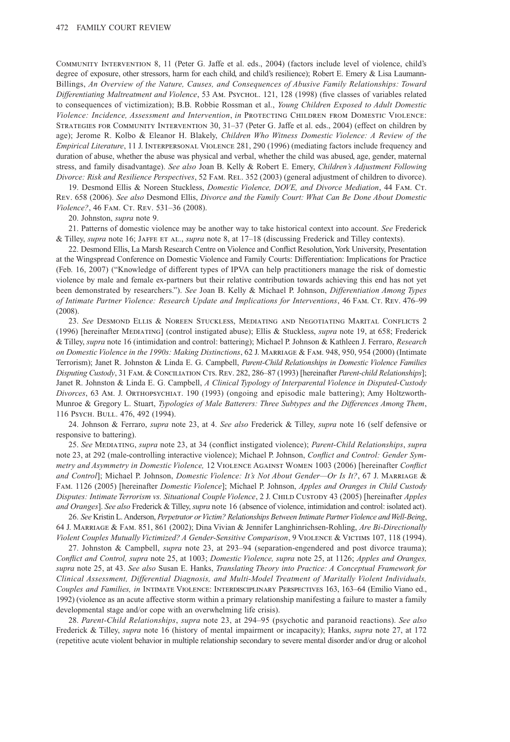Community Intervention 8, 11 (Peter G. Jaffe et al. eds., 2004) (factors include level of violence, child's degree of exposure, other stressors, harm for each child, and child's resilience); Robert E. Emery & Lisa Laumann-Billings, *An Overview of the Nature, Causes, and Consequences of Abusive Family Relationships: Toward Differentiating Maltreatment and Violence*, 53 Am. Psychol. 121, 128 (1998) (five classes of variables related to consequences of victimization); B.B. Robbie Rossman et al., *Young Children Exposed to Adult Domestic Violence: Incidence, Assessment and Intervention*, *in* Protecting Children from Domestic Violence: Strategies for Community Intervention 30, 31–37 (Peter G. Jaffe et al. eds., 2004) (effect on children by age); Jerome R. Kolbo & Eleanor H. Blakely, *Children Who Witness Domestic Violence: A Review of the Empirical Literature*, 11 J. Interpersonal Violence 281, 290 (1996) (mediating factors include frequency and duration of abuse, whether the abuse was physical and verbal, whether the child was abused, age, gender, maternal stress, and family disadvantage). *See also* Joan B. Kelly & Robert E. Emery, *Children's Adjustment Following Divorce: Risk and Resilience Perspectives*, 52 Fam. Rel. 352 (2003) (general adjustment of children to divorce).

19. Desmond Ellis & Noreen Stuckless, *Domestic Violence, DOVE, and Divorce Mediation*, 44 Fam. Ct. Rev. 658 (2006). *See also* Desmond Ellis, *Divorce and the Family Court: What Can Be Done About Domestic Violence?*, 46 Fam. Ct. Rev. 531–36 (2008).

20. Johnston, *supra* note 9.

21. Patterns of domestic violence may be another way to take historical context into account. *See* Frederick & Tilley, *supra* note 16; Jaffe et al., *supra* note 8, at 17–18 (discussing Frederick and Tilley contexts).

22. Desmond Ellis, La Marsh Research Centre on Violence and Conflict Resolution, York University, Presentation at the Wingspread Conference on Domestic Violence and Family Courts: Differentiation: Implications for Practice (Feb. 16, 2007) ("Knowledge of different types of IPVA can help practitioners manage the risk of domestic violence by male and female ex-partners but their relative contribution towards achieving this end has not yet been demonstrated by researchers."). *See* Joan B. Kelly & Michael P. Johnson, *Differentiation Among Types of Intimate Partner Violence: Research Update and Implications for Interventions*, 46 Fam. Ct. Rev. 476–99 (2008).

23. *See* Desmond Ellis & Noreen Stuckless, Mediating and Negotiating Marital Conflicts 2 (1996) [hereinafter Mediating] (control instigated abuse); Ellis & Stuckless, *supra* note 19, at 658; Frederick & Tilley, *supra* note 16 (intimidation and control: battering); Michael P. Johnson & Kathleen J. Ferraro, *Research on Domestic Violence in the 1990s: Making Distinctions*, 62 J. Marriage & Fam. 948, 950, 954 (2000) (Intimate Terrorism); Janet R. Johnston & Linda E. G. Campbell, *Parent-Child Relationships in Domestic Violence Families Disputing Custody*, 31 Fam. & Conciliation Cts. Rev. 282, 286–87 (1993) [hereinafter *Parent-child Relationships*]; Janet R. Johnston & Linda E. G. Campbell, *A Clinical Typology of Interparental Violence in Disputed-Custody Divorces*, 63 Am. J. Orthopsychiat. 190 (1993) (ongoing and episodic male battering); Amy Holtzworth-Munroe & Gregory L. Stuart, *Typologies of Male Batterers: Three Subtypes and the Differences Among Them*, 116 Psych. Bull. 476, 492 (1994).

24. Johnson & Ferraro, *supra* note 23, at 4. *See also* Frederick & Tilley, *supra* note 16 (self defensive or responsive to battering).

25. *See* Mediating, *supra* note 23, at 34 (conflict instigated violence); *Parent-Child Relationships*, *supra* note 23, at 292 (male-controlling interactive violence); Michael P. Johnson, *Conflict and Control: Gender Symmetry and Asymmetry in Domestic Violence,* 12 Violence Against Women 1003 (2006) [hereinafter *Conflict and Control*]; Michael P. Johnson, *Domestic Violence: It's Not About Gender—Or Is It?*, 67 J. Marriage & Fam. 1126 (2005) [hereinafter *Domestic Violence*]; Michael P. Johnson, *Apples and Oranges in Child Custody Disputes: Intimate Terrorism vs. Situational Couple Violence*, 2 J. Child Custody 43 (2005) [hereinafter *Apples and Oranges*]. *See also* Frederick & Tilley, *supra* note 16 (absence of violence, intimidation and control: isolated act).

26. *See* Kristin L. Anderson, *Perpetrator or Victim? Relationships Between Intimate Partner Violence and Well-Being*, 64 J. Marriage & Fam. 851, 861 (2002); Dina Vivian & Jennifer Langhinrichsen-Rohling, *Are Bi-Directionally Violent Couples Mutually Victimized? A Gender-Sensitive Comparison*, 9 Violence & Victims 107, 118 (1994).

27. Johnston & Campbell, *supra* note 23, at 293–94 (separation-engendered and post divorce trauma); *Conflict and Control, supra* note 25, at 1003; *Domestic Violence, supra* note 25, at 1126; *Apples and Oranges, supra* note 25, at 43. *See also* Susan E. Hanks, *Translating Theory into Practice: A Conceptual Framework for Clinical Assessment, Differential Diagnosis, and Multi-Model Treatment of Maritally Violent Individuals, Couples and Families, in* Intimate Violence: Interdisciplinary Perspectives 163, 163–64 (Emilio Viano ed., 1992) (violence as an acute affective storm within a primary relationship manifesting a failure to master a family developmental stage and/or cope with an overwhelming life crisis).

28. *Parent-Child Relationships*, *supra* note 23, at 294–95 (psychotic and paranoid reactions). *See also* Frederick & Tilley, *supra* note 16 (history of mental impairment or incapacity); Hanks, *supra* note 27, at 172 (repetitive acute violent behavior in multiple relationship secondary to severe mental disorder and/or drug or alcohol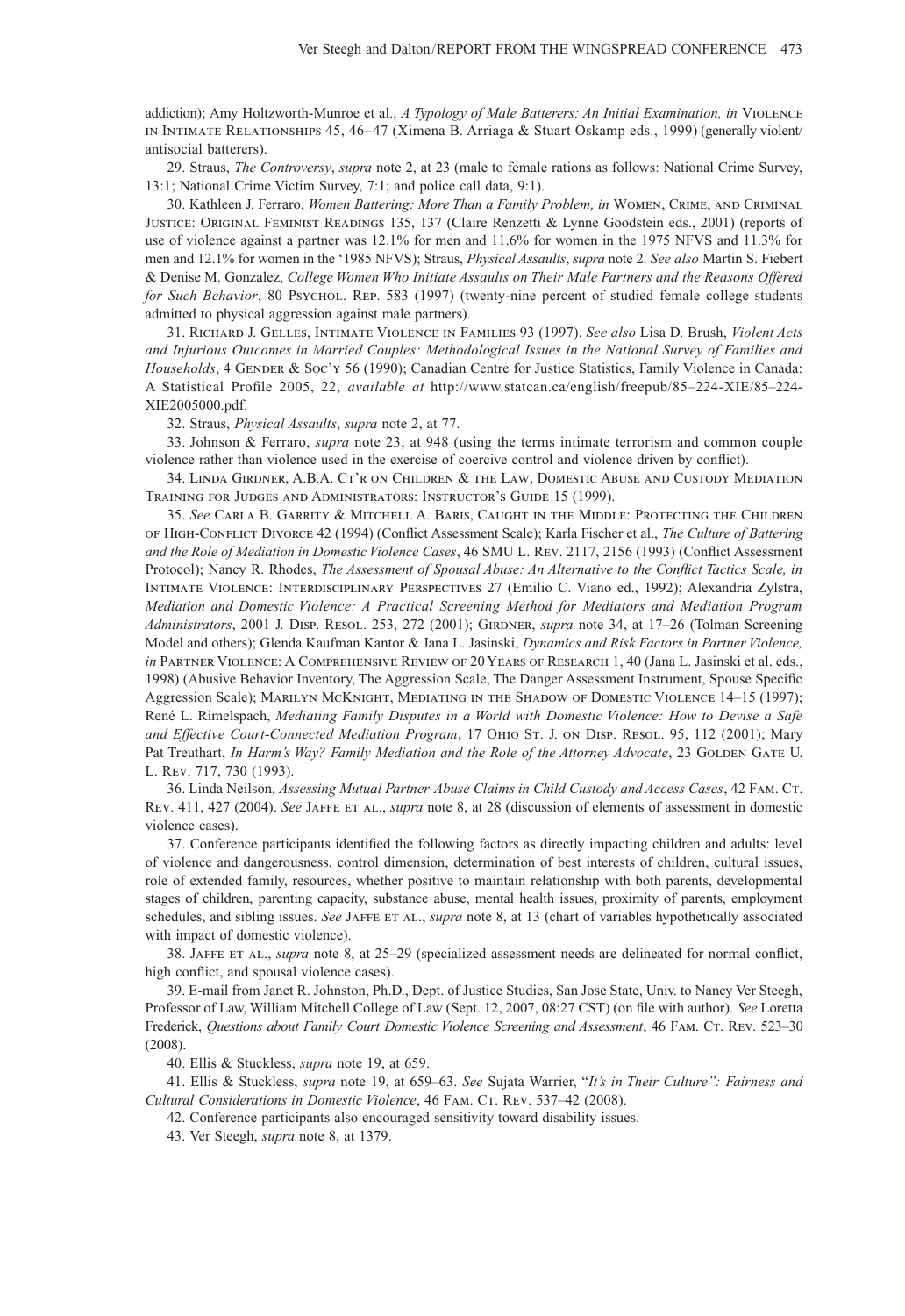addiction); Amy Holtzworth-Munroe et al., *A Typology of Male Batterers: An Initial Examination, in* Violence in Intimate Relationships 45, 46–47 (Ximena B. Arriaga & Stuart Oskamp eds., 1999) (generally violent/antisocial batterers).

29. Straus, *The Controversy*, *supra* note 2, at 23 (male to female rations as follows: National Crime Survey, 13:1; National Crime Victim Survey, 7:1; and police call data, 9:1).

30. Kathleen J. Ferraro, *Women Battering: More Than a Family Problem, in* Women, Crime, and Criminal Justice: Original Feminist Readings 135, 137 (Claire Renzetti & Lynne Goodstein eds., 2001) (reports of use of violence against a partner was 12.1% for men and 11.6% for women in the 1975 NFVS and 11.3% for men and 12.1% for women in the '1985 NFVS); Straus, *Physical Assaults*, *supra* note 2. *See also* Martin S. Fiebert & Denise M. Gonzalez, *College Women Who Initiate Assaults on Their Male Partners and the Reasons Offered for Such Behavior*, 80 Psychol. Rep. 583 (1997) (twenty-nine percent of studied female college students admitted to physical aggression against male partners).

31. Richard J. Gelles, Intimate Violence in Families 93 (1997). *See also* Lisa D. Brush, *Violent Acts and Injurious Outcomes in Married Couples: Methodological Issues in the National Survey of Families and Households*, 4 Gender & Soc'y 56 (1990); Canadian Centre for Justice Statistics, Family Violence in Canada: A Statistical Profile 2005, 22, *available at* http://www.statcan.ca/english/freepub/85–224-XIE/85–224-XIE2005000.pdf.

32. Straus, *Physical Assaults*, *supra* note 2, at 77.

33. Johnson & Ferraro, *supra* note 23, at 948 (using the terms intimate terrorism and common couple violence rather than violence used in the exercise of coercive control and violence driven by conflict).

34. Linda Girdner, A.B.A. Ct'r on Children & the Law, Domestic Abuse and Custody Mediation Training for Judges and Administrators: Instructor's Guide 15 (1999).

35. *See* Carla B. Garrity & Mitchell A. Baris, Caught in the Middle: Protecting the Children of High-Conflict Divorce 42 (1994) (Conflict Assessment Scale); Karla Fischer et al., *The Culture of Battering and the Role of Mediation in Domestic Violence Cases*, 46 SMU L. Rev. 2117, 2156 (1993) (Conflict Assessment Protocol); Nancy R. Rhodes, *The Assessment of Spousal Abuse: An Alternative to the Conflict Tactics Scale, in* Intimate Violence: Interdisciplinary Perspectives 27 (Emilio C. Viano ed., 1992); Alexandria Zylstra, *Mediation and Domestic Violence: A Practical Screening Method for Mediators and Mediation Program Administrators*, 2001 J. Disp. Resol. 253, 272 (2001); Girdner, *supra* note 34, at 17–26 (Tolman Screening Model and others); Glenda Kaufman Kantor & Jana L. Jasinski, *Dynamics and Risk Factors in Partner Violence, in* Partner Violence: A Comprehensive Review of 20 Years of Research 1, 40 (Jana L. Jasinski et al. eds., 1998) (Abusive Behavior Inventory, The Aggression Scale, The Danger Assessment Instrument, Spouse Specific Aggression Scale); Marilyn McKnight, Mediating in the Shadow of Domestic Violence 14–15 (1997); René L. Rimelspach, *Mediating Family Disputes in a World with Domestic Violence: How to Devise a Safe and Effective Court-Connected Mediation Program*, 17 Ohio St. J. on Disp. Resol. 95, 112 (2001); Mary Pat Treuthart, *In Harm's Way? Family Mediation and the Role of the Attorney Advocate*, 23 Golden Gate U. L. Rev. 717, 730 (1993).

36. Linda Neilson, *Assessing Mutual Partner-Abuse Claims in Child Custody and Access Cases*, 42 Fam. Ct. Rev. 411, 427 (2004). *See* Jaffe et al., *supra* note 8, at 28 (discussion of elements of assessment in domestic violence cases).

37. Conference participants identified the following factors as directly impacting children and adults: level of violence and dangerousness, control dimension, determination of best interests of children, cultural issues, role of extended family, resources, whether positive to maintain relationship with both parents, developmental stages of children, parenting capacity, substance abuse, mental health issues, proximity of parents, employment schedules, and sibling issues. *See* Jaffe et al., *supra* note 8, at 13 (chart of variables hypothetically associated with impact of domestic violence).

38. Jaffe et al., *supra* note 8, at 25–29 (specialized assessment needs are delineated for normal conflict, high conflict, and spousal violence cases).

39. E-mail from Janet R. Johnston, Ph.D., Dept. of Justice Studies, San Jose State, Univ. to Nancy Ver Steegh, Professor of Law, William Mitchell College of Law (Sept. 12, 2007, 08:27 CST) (on file with author). *See* Loretta Frederick, *Questions about Family Court Domestic Violence Screening and Assessment*, 46 Fam. Ct. Rev. 523–30 (2008).

40. Ellis & Stuckless, *supra* note 19, at 659.

41. Ellis & Stuckless, *supra* note 19, at 659–63. *See* Sujata Warrier, "*It's in Their Culture": Fairness and Cultural Considerations in Domestic Violence*, 46 Fam. Ct. Rev. 537–42 (2008).

42. Conference participants also encouraged sensitivity toward disability issues.

43. Ver Steegh, *supra* note 8, at 1379.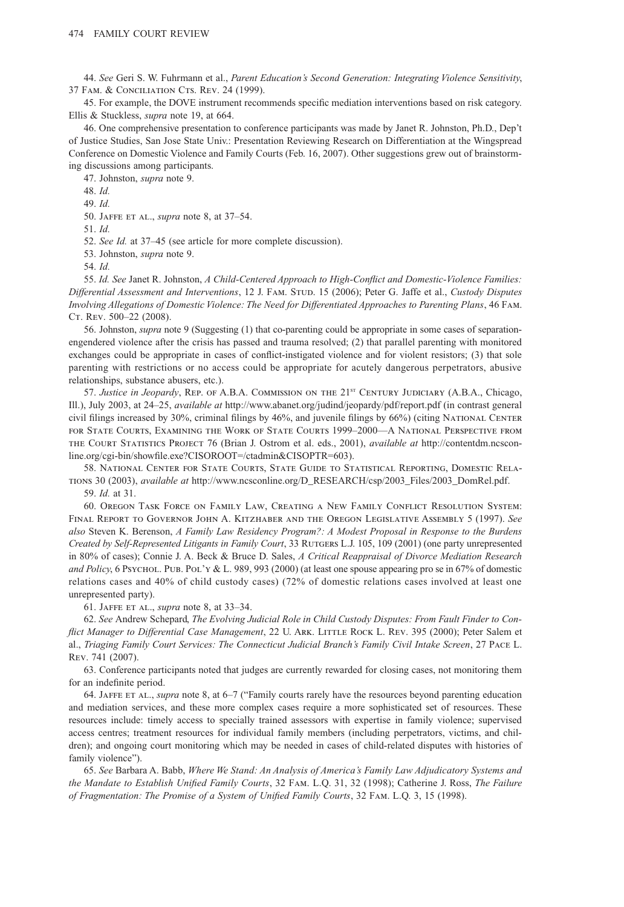44. *See* Geri S. W. Fuhrmann et al., *Parent Education's Second Generation: Integrating Violence Sensitivity*, 37 Fam. & Conciliation Cts. Rev. 24 (1999).

45. For example, the DOVE instrument recommends specific mediation interventions based on risk category. Ellis & Stuckless, *supra* note 19, at 664.

46. One comprehensive presentation to conference participants was made by Janet R. Johnston, Ph.D., Dep't of Justice Studies, San Jose State Univ.: Presentation Reviewing Research on Differentiation at the Wingspread Conference on Domestic Violence and Family Courts (Feb. 16, 2007). Other suggestions grew out of brainstorming discussions among participants.

47. Johnston, *supra* note 9.

48. *Id.*

49. *Id.*

50. Jaffe et al., *supra* note 8, at 37–54.

51. *Id.*

52. *See Id.* at 37–45 (see article for more complete discussion).

53. Johnston, *supra* note 9.

54. *Id.*

55. *Id. See* Janet R. Johnston, *A Child-Centered Approach to High-Conflict and Domestic-Violence Families: Differential Assessment and Interventions*, 12 J. Fam. Stud. 15 (2006); Peter G. Jaffe et al., *Custody Disputes Involving Allegations of Domestic Violence: The Need for Differentiated Approaches to Parenting Plans*, 46 Fam. Ct. Rev. 500–22 (2008).

56. Johnston, *supra* note 9 (Suggesting (1) that co-parenting could be appropriate in some cases of separation-engendered violence after the crisis has passed and trauma resolved; (2) that parallel parenting with monitored exchanges could be appropriate in cases of conflict-instigated violence and for violent resistors; (3) that sole parenting with restrictions or no access could be appropriate for acutely dangerous perpetrators, abusive relationships, substance abusers, etc.).

57. *Justice in Jeopardy*, Rep. of A.B.A. Commission on the 21st Century Judiciary (A.B.A., Chicago, Ill.), July 2003, at 24–25, *available at* http://www.abanet.org/judind/jeopardy/pdf/report.pdf (in contrast general civil filings increased by 30%, criminal filings by 46%, and juvenile filings by 66%) (citing National Center for State Courts, Examining the Work of State Courts 1999–2000—A National Perspective from the Court Statistics Project 76 (Brian J. Ostrom et al. eds., 2001), *available at* http://contentdm.ncsconline.org/cgi-bin/showfile.exe?CISOROOT=/ctadmin&CISOPTR=603).

58. National Center for State Courts, State Guide to Statistical Reporting, Domestic Relations 30 (2003), *available at* http://www.ncsconline.org/D_RESEARCH/csp/2003_Files/2003_DomRel.pdf.

59. *Id.* at 31.

60. Oregon Task Force on Family Law, Creating a New Family Conflict Resolution System: Final Report to Governor John A. Kitzhaber and the Oregon Legislative Assembly 5 (1997). *See also* Steven K. Berenson, *A Family Law Residency Program?: A Modest Proposal in Response to the Burdens Created by Self-Represented Litigants in Family Court*, 33 Rutgers L.J. 105, 109 (2001) (one party unrepresented in 80% of cases); Connie J. A. Beck & Bruce D. Sales, *A Critical Reappraisal of Divorce Mediation Research and Policy*, 6 Psychol. Pub. Pol'y & L. 989, 993 (2000) (at least one spouse appearing pro se in 67% of domestic relations cases and 40% of child custody cases) (72% of domestic relations cases involved at least one unrepresented party).

61. Jaffe et al., *supra* note 8, at 33–34.

62. *See* Andrew Schepard, *The Evolving Judicial Role in Child Custody Disputes: From Fault Finder to Conflict Manager to Differential Case Management*, 22 U. Ark. Little Rock L. Rev. 395 (2000); Peter Salem et al., *Triaging Family Court Services: The Connecticut Judicial Branch's Family Civil Intake Screen*, 27 Pace L. Rev. 741 (2007).

63. Conference participants noted that judges are currently rewarded for closing cases, not monitoring them for an indefinite period.

64. Jaffe et al., *supra* note 8, at 6–7 ("Family courts rarely have the resources beyond parenting education and mediation services, and these more complex cases require a more sophisticated set of resources. These resources include: timely access to specially trained assessors with expertise in family violence; supervised access centres; treatment resources for individual family members (including perpetrators, victims, and children); and ongoing court monitoring which may be needed in cases of child-related disputes with histories of family violence").

65. *See* Barbara A. Babb, *Where We Stand: An Analysis of America's Family Law Adjudicatory Systems and the Mandate to Establish Unified Family Courts*, 32 Fam. L.Q. 31, 32 (1998); Catherine J. Ross, *The Failure of Fragmentation: The Promise of a System of Unified Family Courts*, 32 Fam. L.Q. 3, 15 (1998).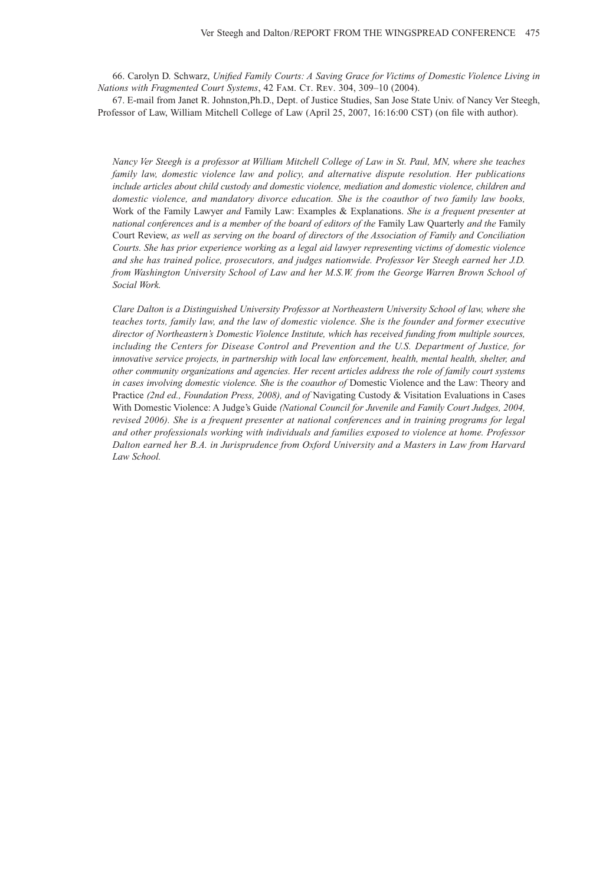66. Carolyn D. Schwarz, *Unified Family Courts: A Saving Grace for Victims of Domestic Violence Living in Nations with Fragmented Court Systems*, 42 Fam. Ct. Rev. 304, 309–10 (2004).

67. E-mail from Janet R. Johnston,Ph.D., Dept. of Justice Studies, San Jose State Univ. of Nancy Ver Steegh, Professor of Law, William Mitchell College of Law (April 25, 2007, 16:16:00 CST) (on file with author).

*Nancy Ver Steegh is a professor at William Mitchell College of Law in St. Paul, MN, where she teaches family law, domestic violence law and policy, and alternative dispute resolution. Her publications include articles about child custody and domestic violence, mediation and domestic violence, children and domestic violence, and mandatory divorce education. She is the coauthor of two family law books,* Work of the Family Lawyer *and* Family Law: Examples & Explanations. *She is a frequent presenter at national conferences and is a member of the board of editors of the* Family Law Quarterly *and the* Family Court Review, *as well as serving on the board of directors of the Association of Family and Conciliation Courts. She has prior experience working as a legal aid lawyer representing victims of domestic violence and she has trained police, prosecutors, and judges nationwide. Professor Ver Steegh earned her J.D. from Washington University School of Law and her M.S.W. from the George Warren Brown School of Social Work.*

*Clare Dalton is a Distinguished University Professor at Northeastern University School of law, where she teaches torts, family law, and the law of domestic violence. She is the founder and former executive director of Northeastern's Domestic Violence Institute, which has received funding from multiple sources, including the Centers for Disease Control and Prevention and the U.S. Department of Justice, for innovative service projects, in partnership with local law enforcement, health, mental health, shelter, and other community organizations and agencies. Her recent articles address the role of family court systems in cases involving domestic violence. She is the coauthor of* Domestic Violence and the Law: Theory and Practice *(2nd ed., Foundation Press, 2008), and of* Navigating Custody & Visitation Evaluations in Cases With Domestic Violence: A Judge's Guide *(National Council for Juvenile and Family Court Judges, 2004, revised 2006). She is a frequent presenter at national conferences and in training programs for legal and other professionals working with individuals and families exposed to violence at home. Professor Dalton earned her B.A. in Jurisprudence from Oxford University and a Masters in Law from Harvard Law School.*